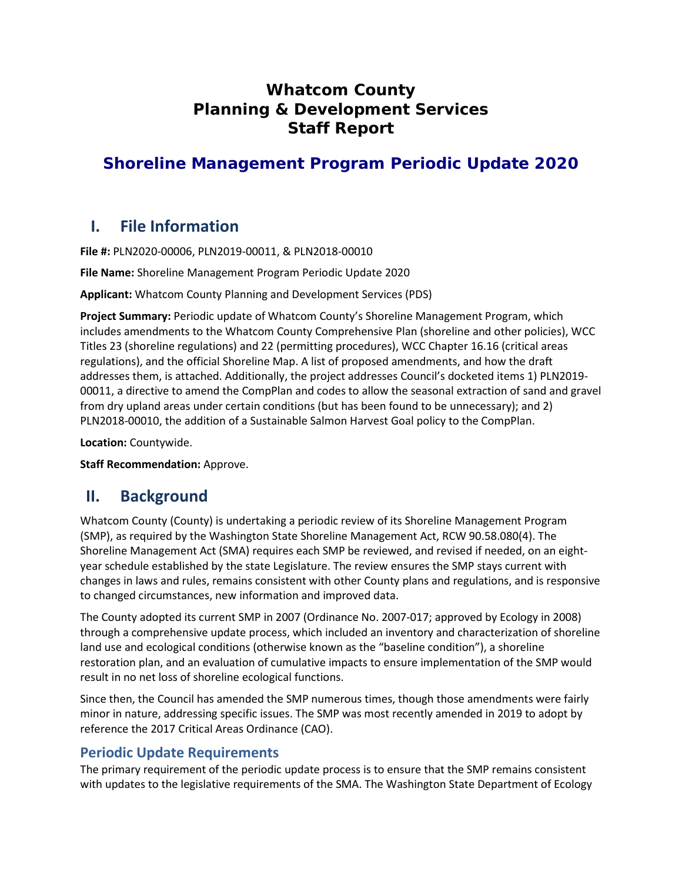# Whatcom County
# Planning & Development Services
# Staff Report

## Shoreline Management Program Periodic Update 2020

## I. File Information

**File #:** PLN2020-00006, PLN2019-00011, & PLN2018-00010

**File Name:** Shoreline Management Program Periodic Update 2020

**Applicant:** Whatcom County Planning and Development Services (PDS)

**Project Summary:** Periodic update of Whatcom County's Shoreline Management Program, which includes amendments to the Whatcom County Comprehensive Plan (shoreline and other policies), WCC Titles 23 (shoreline regulations) and 22 (permitting procedures), WCC Chapter 16.16 (critical areas regulations), and the official Shoreline Map. A list of proposed amendments, and how the draft addresses them, is attached. Additionally, the project addresses Council's docketed items 1) PLN2019-00011, a directive to amend the CompPlan and codes to allow the seasonal extraction of sand and gravel from dry upland areas under certain conditions (but has been found to be unnecessary); and 2) PLN2018-00010, the addition of a Sustainable Salmon Harvest Goal policy to the CompPlan.

**Location:** Countywide.

**Staff Recommendation:** Approve.

## II. Background

Whatcom County (County) is undertaking a periodic review of its Shoreline Management Program (SMP), as required by the Washington State Shoreline Management Act, RCW 90.58.080(4). The Shoreline Management Act (SMA) requires each SMP be reviewed, and revised if needed, on an eight-year schedule established by the state Legislature. The review ensures the SMP stays current with changes in laws and rules, remains consistent with other County plans and regulations, and is responsive to changed circumstances, new information and improved data.

The County adopted its current SMP in 2007 (Ordinance No. 2007-017; approved by Ecology in 2008) through a comprehensive update process, which included an inventory and characterization of shoreline land use and ecological conditions (otherwise known as the "baseline condition"), a shoreline restoration plan, and an evaluation of cumulative impacts to ensure implementation of the SMP would result in no net loss of shoreline ecological functions.

Since then, the Council has amended the SMP numerous times, though those amendments were fairly minor in nature, addressing specific issues. The SMP was most recently amended in 2019 to adopt by reference the 2017 Critical Areas Ordinance (CAO).

### Periodic Update Requirements

The primary requirement of the periodic update process is to ensure that the SMP remains consistent with updates to the legislative requirements of the SMA. The Washington State Department of Ecology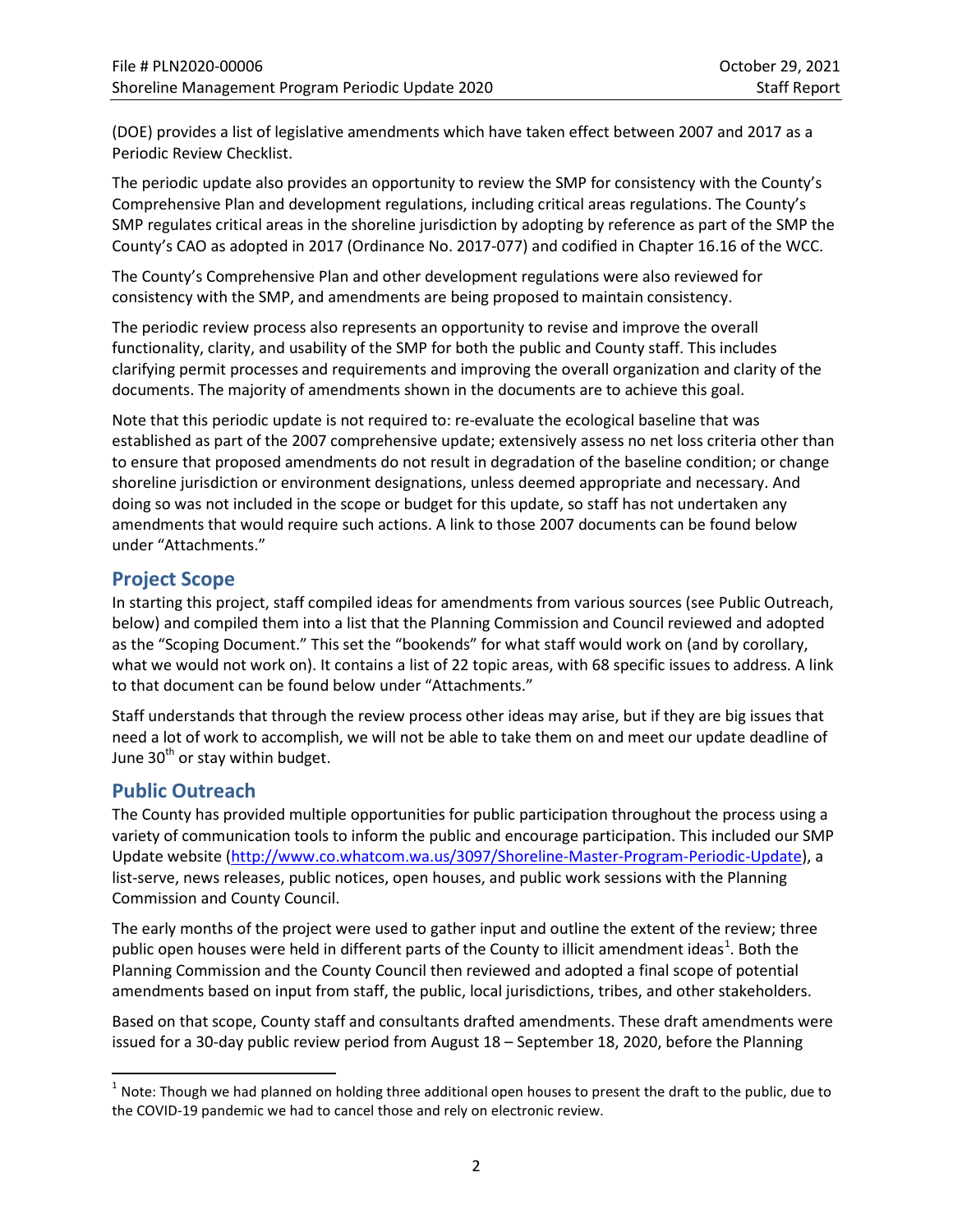(DOE) provides a list of legislative amendments which have taken effect between 2007 and 2017 as a Periodic Review Checklist.

The periodic update also provides an opportunity to review the SMP for consistency with the County's Comprehensive Plan and development regulations, including critical areas regulations. The County's SMP regulates critical areas in the shoreline jurisdiction by adopting by reference as part of the SMP the County's CAO as adopted in 2017 (Ordinance No. 2017-077) and codified in Chapter 16.16 of the WCC.

The County's Comprehensive Plan and other development regulations were also reviewed for consistency with the SMP, and amendments are being proposed to maintain consistency.

The periodic review process also represents an opportunity to revise and improve the overall functionality, clarity, and usability of the SMP for both the public and County staff. This includes clarifying permit processes and requirements and improving the overall organization and clarity of the documents. The majority of amendments shown in the documents are to achieve this goal.

Note that this periodic update is not required to: re-evaluate the ecological baseline that was established as part of the 2007 comprehensive update; extensively assess no net loss criteria other than to ensure that proposed amendments do not result in degradation of the baseline condition; or change shoreline jurisdiction or environment designations, unless deemed appropriate and necessary. And doing so was not included in the scope or budget for this update, so staff has not undertaken any amendments that would require such actions. A link to those 2007 documents can be found below under "Attachments."

## Project Scope

In starting this project, staff compiled ideas for amendments from various sources (see Public Outreach, below) and compiled them into a list that the Planning Commission and Council reviewed and adopted as the "Scoping Document." This set the "bookends" for what staff would work on (and by corollary, what we would not work on). It contains a list of 22 topic areas, with 68 specific issues to address. A link to that document can be found below under "Attachments."

Staff understands that through the review process other ideas may arise, but if they are big issues that need a lot of work to accomplish, we will not be able to take them on and meet our update deadline of June 30th or stay within budget.

## Public Outreach

The County has provided multiple opportunities for public participation throughout the process using a variety of communication tools to inform the public and encourage participation. This included our SMP Update website (http://www.co.whatcom.wa.us/3097/Shoreline-Master-Program-Periodic-Update), a list-serve, news releases, public notices, open houses, and public work sessions with the Planning Commission and County Council.

The early months of the project were used to gather input and outline the extent of the review; three public open houses were held in different parts of the County to illicit amendment ideas[1]. Both the Planning Commission and the County Council then reviewed and adopted a final scope of potential amendments based on input from staff, the public, local jurisdictions, tribes, and other stakeholders.

Based on that scope, County staff and consultants drafted amendments. These draft amendments were issued for a 30-day public review period from August 18 – September 18, 2020, before the Planning

[1] Note: Though we had planned on holding three additional open houses to present the draft to the public, due to the COVID-19 pandemic we had to cancel those and rely on electronic review.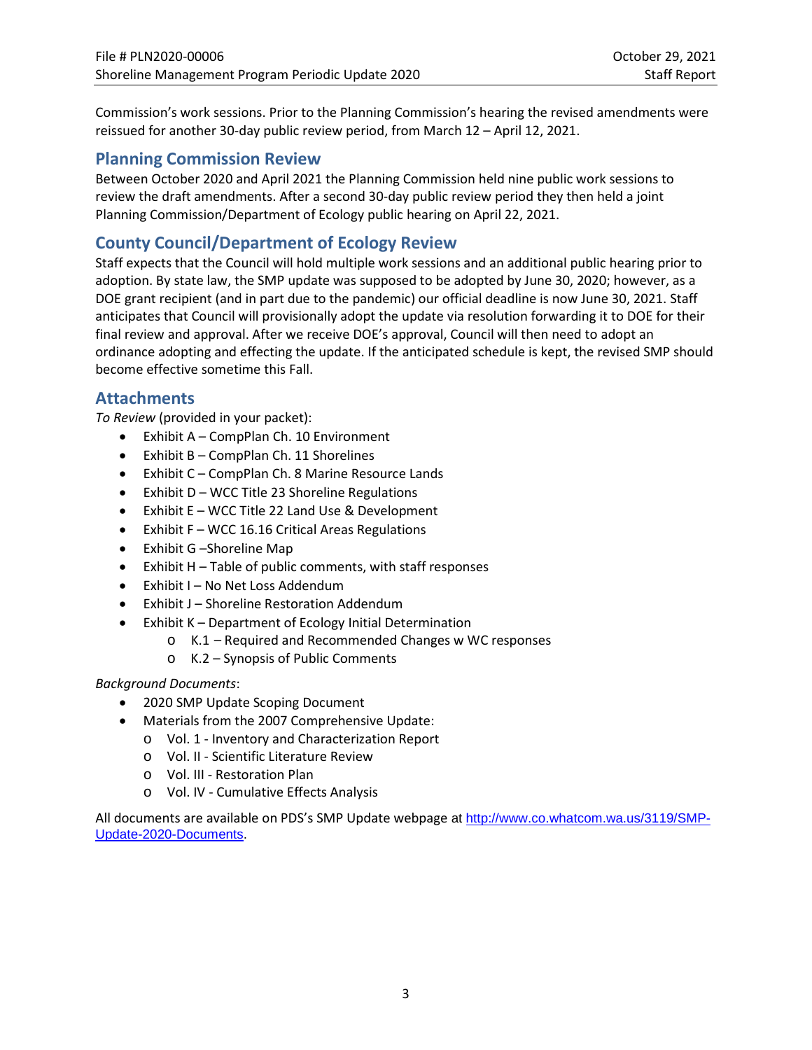Commission's work sessions. Prior to the Planning Commission's hearing the revised amendments were reissued for another 30-day public review period, from March 12 – April 12, 2021.

## Planning Commission Review

Between October 2020 and April 2021 the Planning Commission held nine public work sessions to review the draft amendments. After a second 30-day public review period they then held a joint Planning Commission/Department of Ecology public hearing on April 22, 2021.

## County Council/Department of Ecology Review

Staff expects that the Council will hold multiple work sessions and an additional public hearing prior to adoption. By state law, the SMP update was supposed to be adopted by June 30, 2020; however, as a DOE grant recipient (and in part due to the pandemic) our official deadline is now June 30, 2021. Staff anticipates that Council will provisionally adopt the update via resolution forwarding it to DOE for their final review and approval. After we receive DOE's approval, Council will then need to adopt an ordinance adopting and effecting the update. If the anticipated schedule is kept, the revised SMP should become effective sometime this Fall.

## Attachments

*To Review* (provided in your packet):

- Exhibit A – CompPlan Ch. 10 Environment
- Exhibit B – CompPlan Ch. 11 Shorelines
- Exhibit C – CompPlan Ch. 8 Marine Resource Lands
- Exhibit D – WCC Title 23 Shoreline Regulations
- Exhibit E – WCC Title 22 Land Use & Development
- Exhibit F – WCC 16.16 Critical Areas Regulations
- Exhibit G –Shoreline Map
- Exhibit H – Table of public comments, with staff responses
- Exhibit I – No Net Loss Addendum
- Exhibit J – Shoreline Restoration Addendum
- Exhibit K – Department of Ecology Initial Determination
    - K.1 – Required and Recommended Changes w WC responses
    - K.2 – Synopsis of Public Comments

*Background Documents*:

- 2020 SMP Update Scoping Document
- Materials from the 2007 Comprehensive Update:
    - Vol. 1 - Inventory and Characterization Report
    - Vol. II - Scientific Literature Review
    - Vol. III - Restoration Plan
    - Vol. IV - Cumulative Effects Analysis

All documents are available on PDS's SMP Update webpage at http://www.co.whatcom.wa.us/3119/SMP-Update-2020-Documents.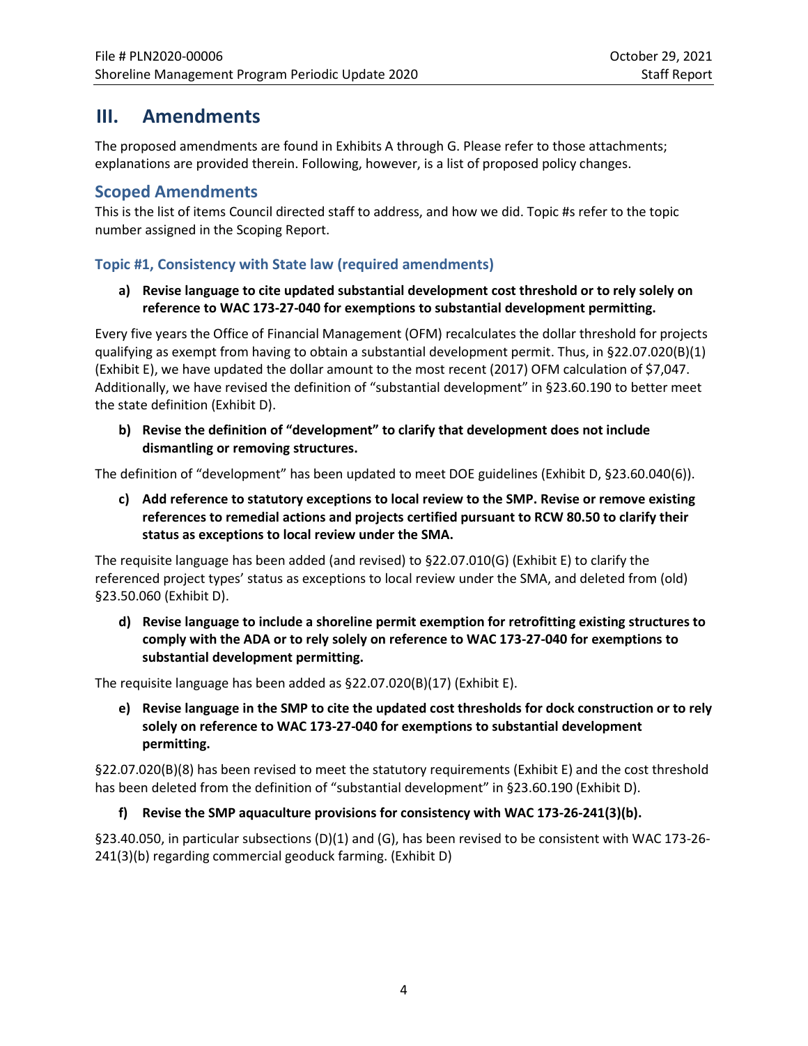# III. Amendments

The proposed amendments are found in Exhibits A through G. Please refer to those attachments; explanations are provided therein. Following, however, is a list of proposed policy changes.

## Scoped Amendments

This is the list of items Council directed staff to address, and how we did. Topic #s refer to the topic number assigned in the Scoping Report.

### Topic #1, Consistency with State law (required amendments)

**a) Revise language to cite updated substantial development cost threshold or to rely solely on reference to WAC 173-27-040 for exemptions to substantial development permitting.**

Every five years the Office of Financial Management (OFM) recalculates the dollar threshold for projects qualifying as exempt from having to obtain a substantial development permit. Thus, in §22.07.020(B)(1) (Exhibit E), we have updated the dollar amount to the most recent (2017) OFM calculation of $7,047. Additionally, we have revised the definition of "substantial development" in §23.60.190 to better meet the state definition (Exhibit D).

**b) Revise the definition of "development" to clarify that development does not include dismantling or removing structures.**

The definition of "development" has been updated to meet DOE guidelines (Exhibit D, §23.60.040(6)).

**c) Add reference to statutory exceptions to local review to the SMP. Revise or remove existing references to remedial actions and projects certified pursuant to RCW 80.50 to clarify their status as exceptions to local review under the SMA.**

The requisite language has been added (and revised) to §22.07.010(G) (Exhibit E) to clarify the referenced project types' status as exceptions to local review under the SMA, and deleted from (old) §23.50.060 (Exhibit D).

**d) Revise language to include a shoreline permit exemption for retrofitting existing structures to comply with the ADA or to rely solely on reference to WAC 173-27-040 for exemptions to substantial development permitting.**

The requisite language has been added as §22.07.020(B)(17) (Exhibit E).

**e) Revise language in the SMP to cite the updated cost thresholds for dock construction or to rely solely on reference to WAC 173-27-040 for exemptions to substantial development permitting.**

§22.07.020(B)(8) has been revised to meet the statutory requirements (Exhibit E) and the cost threshold has been deleted from the definition of "substantial development" in §23.60.190 (Exhibit D).

**f) Revise the SMP aquaculture provisions for consistency with WAC 173-26-241(3)(b).**

§23.40.050, in particular subsections (D)(1) and (G), has been revised to be consistent with WAC 173-26-241(3)(b) regarding commercial geoduck farming. (Exhibit D)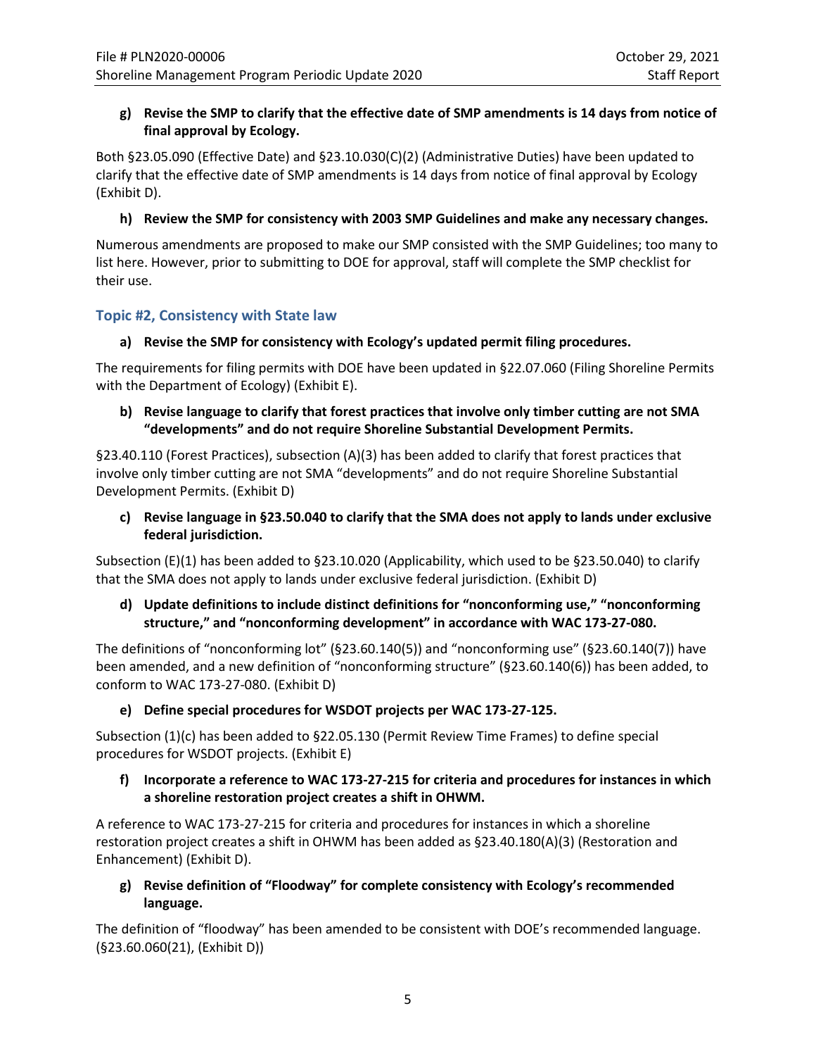**g) Revise the SMP to clarify that the effective date of SMP amendments is 14 days from notice of final approval by Ecology.**

Both §23.05.090 (Effective Date) and §23.10.030(C)(2) (Administrative Duties) have been updated to clarify that the effective date of SMP amendments is 14 days from notice of final approval by Ecology (Exhibit D).

**h) Review the SMP for consistency with 2003 SMP Guidelines and make any necessary changes.**

Numerous amendments are proposed to make our SMP consisted with the SMP Guidelines; too many to list here. However, prior to submitting to DOE for approval, staff will complete the SMP checklist for their use.

### Topic #2, Consistency with State law

**a) Revise the SMP for consistency with Ecology's updated permit filing procedures.**

The requirements for filing permits with DOE have been updated in §22.07.060 (Filing Shoreline Permits with the Department of Ecology) (Exhibit E).

**b) Revise language to clarify that forest practices that involve only timber cutting are not SMA "developments" and do not require Shoreline Substantial Development Permits.**

§23.40.110 (Forest Practices), subsection (A)(3) has been added to clarify that forest practices that involve only timber cutting are not SMA "developments" and do not require Shoreline Substantial Development Permits. (Exhibit D)

**c) Revise language in §23.50.040 to clarify that the SMA does not apply to lands under exclusive federal jurisdiction.**

Subsection (E)(1) has been added to §23.10.020 (Applicability, which used to be §23.50.040) to clarify that the SMA does not apply to lands under exclusive federal jurisdiction. (Exhibit D)

**d) Update definitions to include distinct definitions for "nonconforming use," "nonconforming structure," and "nonconforming development" in accordance with WAC 173-27-080.**

The definitions of "nonconforming lot" (§23.60.140(5)) and "nonconforming use" (§23.60.140(7)) have been amended, and a new definition of "nonconforming structure" (§23.60.140(6)) has been added, to conform to WAC 173-27-080. (Exhibit D)

**e) Define special procedures for WSDOT projects per WAC 173-27-125.**

Subsection (1)(c) has been added to §22.05.130 (Permit Review Time Frames) to define special procedures for WSDOT projects. (Exhibit E)

**f) Incorporate a reference to WAC 173-27-215 for criteria and procedures for instances in which a shoreline restoration project creates a shift in OHWM.**

A reference to WAC 173-27-215 for criteria and procedures for instances in which a shoreline restoration project creates a shift in OHWM has been added as §23.40.180(A)(3) (Restoration and Enhancement) (Exhibit D).

**g) Revise definition of "Floodway" for complete consistency with Ecology's recommended language.**

The definition of "floodway" has been amended to be consistent with DOE's recommended language. (§23.60.060(21), (Exhibit D))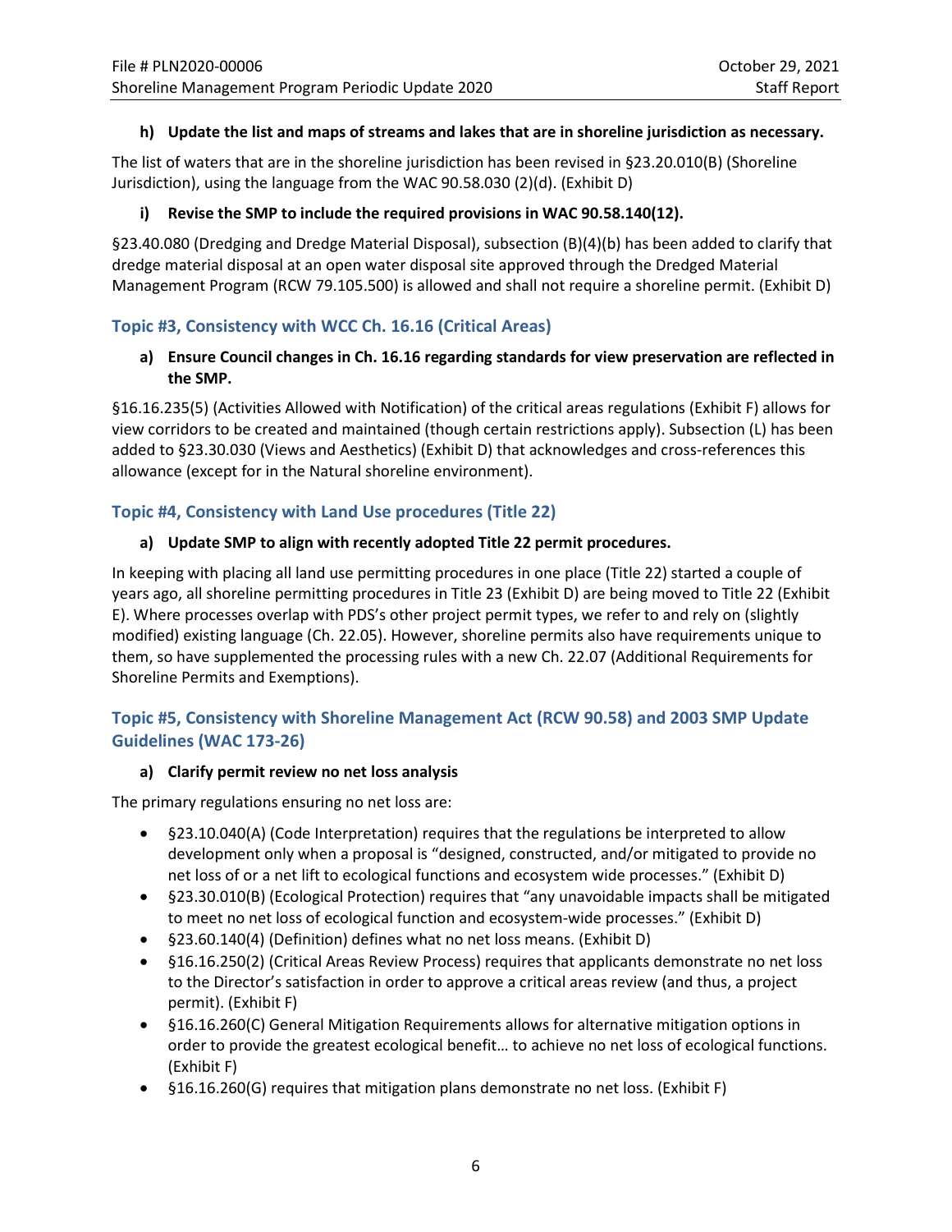**h) Update the list and maps of streams and lakes that are in shoreline jurisdiction as necessary.**

The list of waters that are in the shoreline jurisdiction has been revised in §23.20.010(B) (Shoreline Jurisdiction), using the language from the WAC 90.58.030 (2)(d). (Exhibit D)

**i) Revise the SMP to include the required provisions in WAC 90.58.140(12).**

§23.40.080 (Dredging and Dredge Material Disposal), subsection (B)(4)(b) has been added to clarify that dredge material disposal at an open water disposal site approved through the Dredged Material Management Program (RCW 79.105.500) is allowed and shall not require a shoreline permit. (Exhibit D)

### Topic #3, Consistency with WCC Ch. 16.16 (Critical Areas)

**a) Ensure Council changes in Ch. 16.16 regarding standards for view preservation are reflected in the SMP.**

§16.16.235(5) (Activities Allowed with Notification) of the critical areas regulations (Exhibit F) allows for view corridors to be created and maintained (though certain restrictions apply). Subsection (L) has been added to §23.30.030 (Views and Aesthetics) (Exhibit D) that acknowledges and cross-references this allowance (except for in the Natural shoreline environment).

### Topic #4, Consistency with Land Use procedures (Title 22)

**a) Update SMP to align with recently adopted Title 22 permit procedures.**

In keeping with placing all land use permitting procedures in one place (Title 22) started a couple of years ago, all shoreline permitting procedures in Title 23 (Exhibit D) are being moved to Title 22 (Exhibit E). Where processes overlap with PDS's other project permit types, we refer to and rely on (slightly modified) existing language (Ch. 22.05). However, shoreline permits also have requirements unique to them, so have supplemented the processing rules with a new Ch. 22.07 (Additional Requirements for Shoreline Permits and Exemptions).

### Topic #5, Consistency with Shoreline Management Act (RCW 90.58) and 2003 SMP Update Guidelines (WAC 173-26)

**a) Clarify permit review no net loss analysis**

The primary regulations ensuring no net loss are:

- §23.10.040(A) (Code Interpretation) requires that the regulations be interpreted to allow development only when a proposal is "designed, constructed, and/or mitigated to provide no net loss of or a net lift to ecological functions and ecosystem wide processes." (Exhibit D)
- §23.30.010(B) (Ecological Protection) requires that "any unavoidable impacts shall be mitigated to meet no net loss of ecological function and ecosystem-wide processes." (Exhibit D)
- §23.60.140(4) (Definition) defines what no net loss means. (Exhibit D)
- §16.16.250(2) (Critical Areas Review Process) requires that applicants demonstrate no net loss to the Director's satisfaction in order to approve a critical areas review (and thus, a project permit). (Exhibit F)
- §16.16.260(C) General Mitigation Requirements allows for alternative mitigation options in order to provide the greatest ecological benefit… to achieve no net loss of ecological functions. (Exhibit F)
- §16.16.260(G) requires that mitigation plans demonstrate no net loss. (Exhibit F)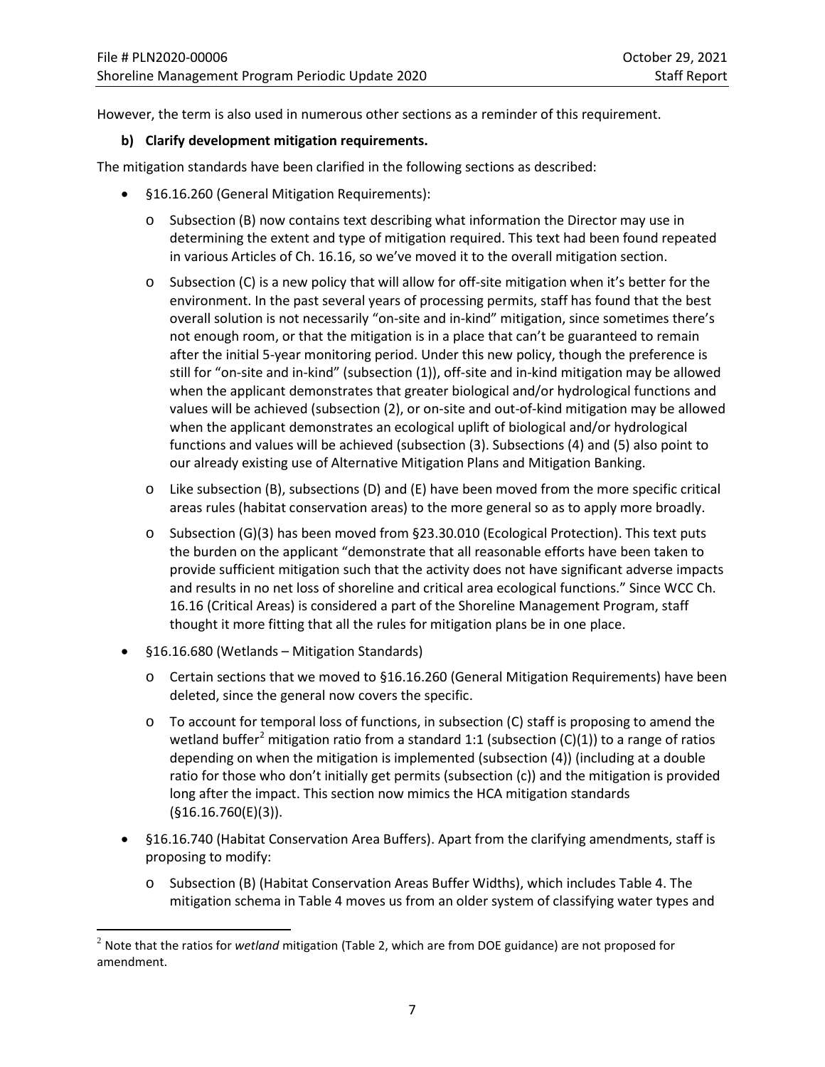However, the term is also used in numerous other sections as a reminder of this requirement.

**b) Clarify development mitigation requirements.**

The mitigation standards have been clarified in the following sections as described:

- §16.16.260 (General Mitigation Requirements):
  - Subsection (B) now contains text describing what information the Director may use in determining the extent and type of mitigation required. This text had been found repeated in various Articles of Ch. 16.16, so we've moved it to the overall mitigation section.
  - Subsection (C) is a new policy that will allow for off-site mitigation when it's better for the environment. In the past several years of processing permits, staff has found that the best overall solution is not necessarily "on-site and in-kind" mitigation, since sometimes there's not enough room, or that the mitigation is in a place that can't be guaranteed to remain after the initial 5-year monitoring period. Under this new policy, though the preference is still for "on-site and in-kind" (subsection (1)), off-site and in-kind mitigation may be allowed when the applicant demonstrates that greater biological and/or hydrological functions and values will be achieved (subsection (2), or on-site and out-of-kind mitigation may be allowed when the applicant demonstrates an ecological uplift of biological and/or hydrological functions and values will be achieved (subsection (3). Subsections (4) and (5) also point to our already existing use of Alternative Mitigation Plans and Mitigation Banking.
  - Like subsection (B), subsections (D) and (E) have been moved from the more specific critical areas rules (habitat conservation areas) to the more general so as to apply more broadly.
  - Subsection (G)(3) has been moved from §23.30.010 (Ecological Protection). This text puts the burden on the applicant "demonstrate that all reasonable efforts have been taken to provide sufficient mitigation such that the activity does not have significant adverse impacts and results in no net loss of shoreline and critical area ecological functions." Since WCC Ch. 16.16 (Critical Areas) is considered a part of the Shoreline Management Program, staff thought it more fitting that all the rules for mitigation plans be in one place.
- §16.16.680 (Wetlands – Mitigation Standards)
  - Certain sections that we moved to §16.16.260 (General Mitigation Requirements) have been deleted, since the general now covers the specific.
  - To account for temporal loss of functions, in subsection (C) staff is proposing to amend the wetland buffer[2] mitigation ratio from a standard 1:1 (subsection (C)(1)) to a range of ratios depending on when the mitigation is implemented (subsection (4)) (including at a double ratio for those who don't initially get permits (subsection (c)) and the mitigation is provided long after the impact. This section now mimics the HCA mitigation standards (§16.16.760(E)(3)).
- §16.16.740 (Habitat Conservation Area Buffers). Apart from the clarifying amendments, staff is proposing to modify:
  - Subsection (B) (Habitat Conservation Areas Buffer Widths), which includes Table 4. The mitigation schema in Table 4 moves us from an older system of classifying water types and

[2] Note that the ratios for *wetland* mitigation (Table 2, which are from DOE guidance) are not proposed for amendment.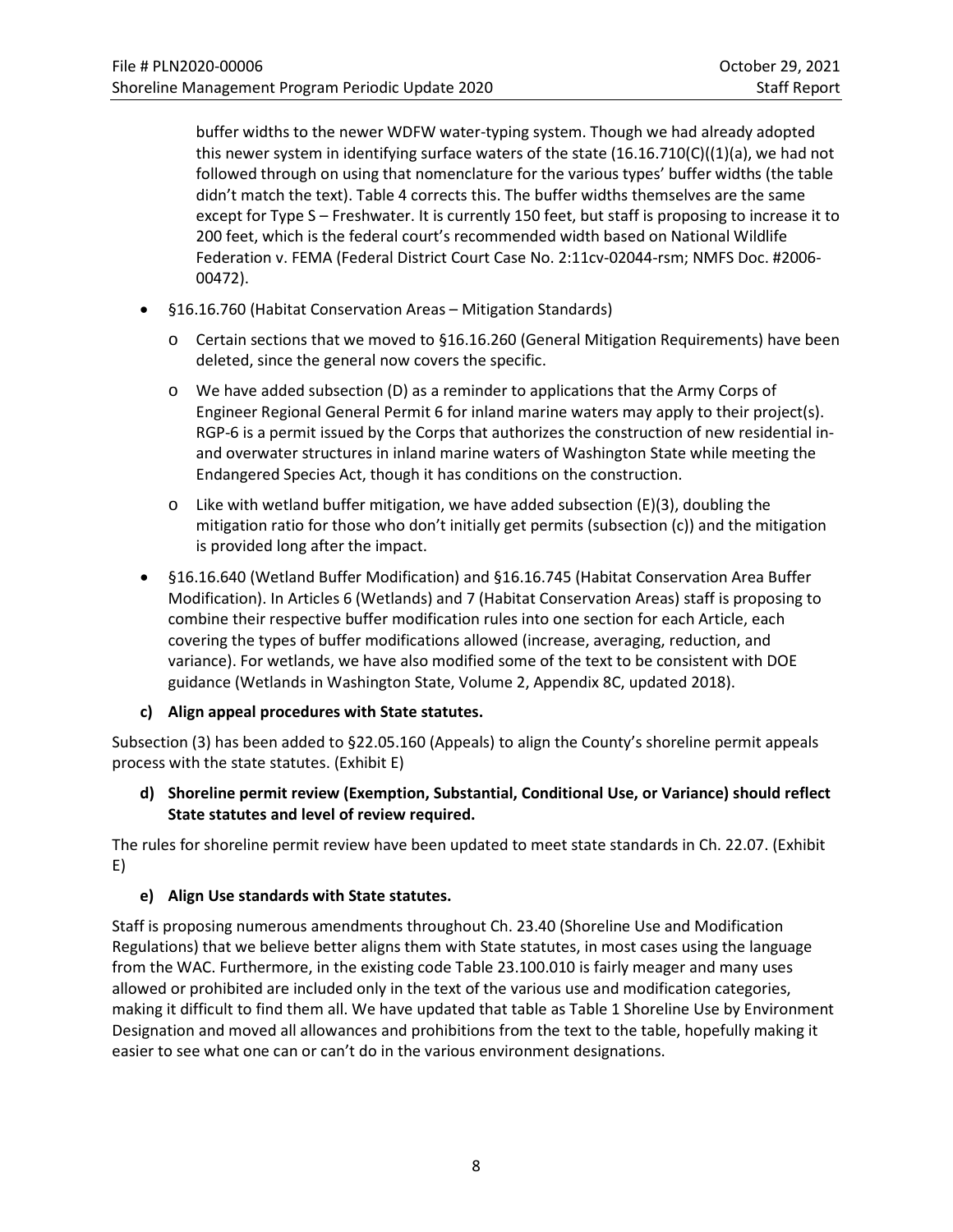buffer widths to the newer WDFW water-typing system. Though we had already adopted this newer system in identifying surface waters of the state (16.16.710(C)((1)(a), we had not followed through on using that nomenclature for the various types' buffer widths (the table didn't match the text). Table 4 corrects this. The buffer widths themselves are the same except for Type S – Freshwater. It is currently 150 feet, but staff is proposing to increase it to 200 feet, which is the federal court's recommended width based on National Wildlife Federation v. FEMA (Federal District Court Case No. 2:11cv-02044-rsm; NMFS Doc. #2006-00472).

- §16.16.760 (Habitat Conservation Areas – Mitigation Standards)
  - Certain sections that we moved to §16.16.260 (General Mitigation Requirements) have been deleted, since the general now covers the specific.
  - We have added subsection (D) as a reminder to applications that the Army Corps of Engineer Regional General Permit 6 for inland marine waters may apply to their project(s). RGP-6 is a permit issued by the Corps that authorizes the construction of new residential in- and overwater structures in inland marine waters of Washington State while meeting the Endangered Species Act, though it has conditions on the construction.
  - Like with wetland buffer mitigation, we have added subsection (E)(3), doubling the mitigation ratio for those who don't initially get permits (subsection (c)) and the mitigation is provided long after the impact.
- §16.16.640 (Wetland Buffer Modification) and §16.16.745 (Habitat Conservation Area Buffer Modification). In Articles 6 (Wetlands) and 7 (Habitat Conservation Areas) staff is proposing to combine their respective buffer modification rules into one section for each Article, each covering the types of buffer modifications allowed (increase, averaging, reduction, and variance). For wetlands, we have also modified some of the text to be consistent with DOE guidance (Wetlands in Washington State, Volume 2, Appendix 8C, updated 2018).

**c) Align appeal procedures with State statutes.**

Subsection (3) has been added to §22.05.160 (Appeals) to align the County's shoreline permit appeals process with the state statutes. (Exhibit E)

**d) Shoreline permit review (Exemption, Substantial, Conditional Use, or Variance) should reflect State statutes and level of review required.**

The rules for shoreline permit review have been updated to meet state standards in Ch. 22.07. (Exhibit E)

**e) Align Use standards with State statutes.**

Staff is proposing numerous amendments throughout Ch. 23.40 (Shoreline Use and Modification Regulations) that we believe better aligns them with State statutes, in most cases using the language from the WAC. Furthermore, in the existing code Table 23.100.010 is fairly meager and many uses allowed or prohibited are included only in the text of the various use and modification categories, making it difficult to find them all. We have updated that table as Table 1 Shoreline Use by Environment Designation and moved all allowances and prohibitions from the text to the table, hopefully making it easier to see what one can or can't do in the various environment designations.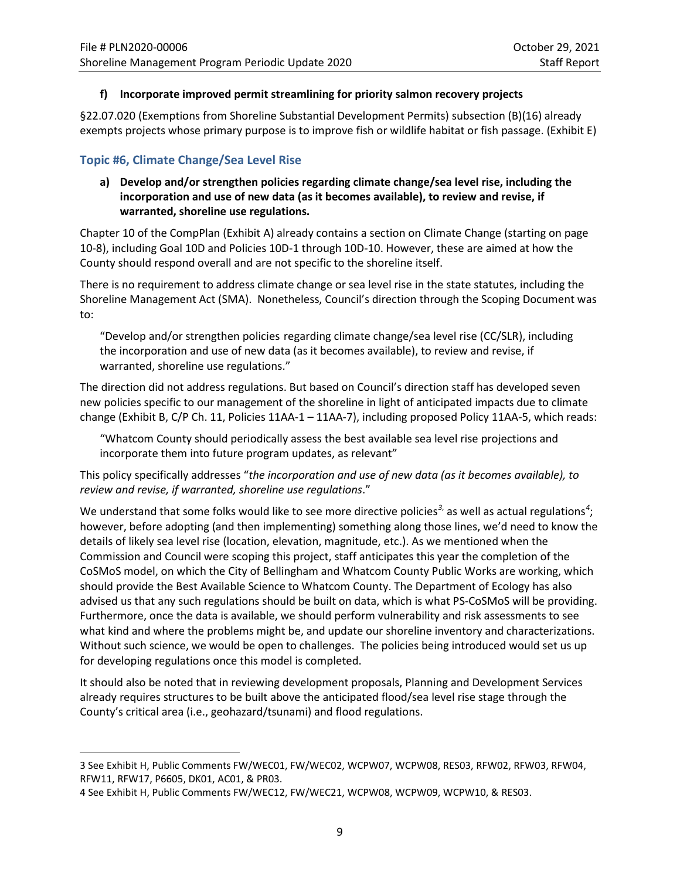**f) Incorporate improved permit streamlining for priority salmon recovery projects**

§22.07.020 (Exemptions from Shoreline Substantial Development Permits) subsection (B)(16) already exempts projects whose primary purpose is to improve fish or wildlife habitat or fish passage. (Exhibit E)

### Topic #6, Climate Change/Sea Level Rise

**a) Develop and/or strengthen policies regarding climate change/sea level rise, including the incorporation and use of new data (as it becomes available), to review and revise, if warranted, shoreline use regulations.**

Chapter 10 of the CompPlan (Exhibit A) already contains a section on Climate Change (starting on page 10-8), including Goal 10D and Policies 10D-1 through 10D-10. However, these are aimed at how the County should respond overall and are not specific to the shoreline itself.

There is no requirement to address climate change or sea level rise in the state statutes, including the Shoreline Management Act (SMA). Nonetheless, Council's direction through the Scoping Document was to:

> "Develop and/or strengthen policies regarding climate change/sea level rise (CC/SLR), including the incorporation and use of new data (as it becomes available), to review and revise, if warranted, shoreline use regulations."

The direction did not address regulations. But based on Council's direction staff has developed seven new policies specific to our management of the shoreline in light of anticipated impacts due to climate change (Exhibit B, C/P Ch. 11, Policies 11AA-1 – 11AA-7), including proposed Policy 11AA-5, which reads:

> "Whatcom County should periodically assess the best available sea level rise projections and incorporate them into future program updates, as relevant"

This policy specifically addresses "*the incorporation and use of new data (as it becomes available), to review and revise, if warranted, shoreline use regulations*."

We understand that some folks would like to see more directive policies[3] as well as actual regulations[4]; however, before adopting (and then implementing) something along those lines, we'd need to know the details of likely sea level rise (location, elevation, magnitude, etc.). As we mentioned when the Commission and Council were scoping this project, staff anticipates this year the completion of the CoSMoS model, on which the City of Bellingham and Whatcom County Public Works are working, which should provide the Best Available Science to Whatcom County. The Department of Ecology has also advised us that any such regulations should be built on data, which is what PS-CoSMoS will be providing. Furthermore, once the data is available, we should perform vulnerability and risk assessments to see what kind and where the problems might be, and update our shoreline inventory and characterizations. Without such science, we would be open to challenges. The policies being introduced would set us up for developing regulations once this model is completed.

It should also be noted that in reviewing development proposals, Planning and Development Services already requires structures to be built above the anticipated flood/sea level rise stage through the County's critical area (i.e., geohazard/tsunami) and flood regulations.

---

3 See Exhibit H, Public Comments FW/WEC01, FW/WEC02, WCPW07, WCPW08, RES03, RFW02, RFW03, RFW04, RFW11, RFW17, P6605, DK01, AC01, & PR03.

4 See Exhibit H, Public Comments FW/WEC12, FW/WEC21, WCPW08, WCPW09, WCPW10, & RES03.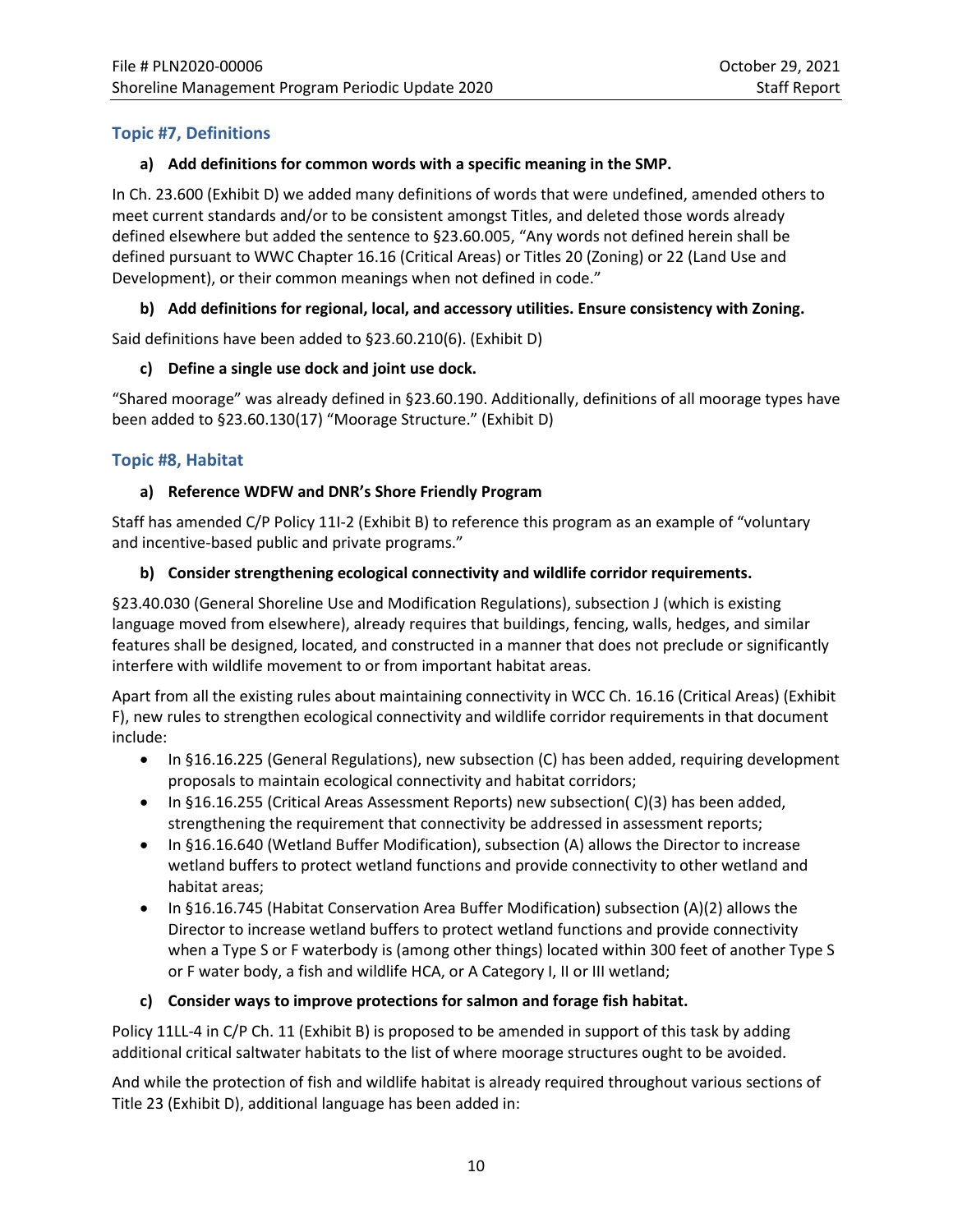## Topic #7, Definitions

**a) Add definitions for common words with a specific meaning in the SMP.**

In Ch. 23.600 (Exhibit D) we added many definitions of words that were undefined, amended others to meet current standards and/or to be consistent amongst Titles, and deleted those words already defined elsewhere but added the sentence to §23.60.005, "Any words not defined herein shall be defined pursuant to WWC Chapter 16.16 (Critical Areas) or Titles 20 (Zoning) or 22 (Land Use and Development), or their common meanings when not defined in code."

**b) Add definitions for regional, local, and accessory utilities. Ensure consistency with Zoning.**

Said definitions have been added to §23.60.210(6). (Exhibit D)

**c) Define a single use dock and joint use dock.**

"Shared moorage" was already defined in §23.60.190. Additionally, definitions of all moorage types have been added to §23.60.130(17) "Moorage Structure." (Exhibit D)

## Topic #8, Habitat

**a) Reference WDFW and DNR's Shore Friendly Program**

Staff has amended C/P Policy 11I-2 (Exhibit B) to reference this program as an example of "voluntary and incentive-based public and private programs."

**b) Consider strengthening ecological connectivity and wildlife corridor requirements.**

§23.40.030 (General Shoreline Use and Modification Regulations), subsection J (which is existing language moved from elsewhere), already requires that buildings, fencing, walls, hedges, and similar features shall be designed, located, and constructed in a manner that does not preclude or significantly interfere with wildlife movement to or from important habitat areas.

Apart from all the existing rules about maintaining connectivity in WCC Ch. 16.16 (Critical Areas) (Exhibit F), new rules to strengthen ecological connectivity and wildlife corridor requirements in that document include:

- In §16.16.225 (General Regulations), new subsection (C) has been added, requiring development proposals to maintain ecological connectivity and habitat corridors;
- In §16.16.255 (Critical Areas Assessment Reports) new subsection( C)(3) has been added, strengthening the requirement that connectivity be addressed in assessment reports;
- In §16.16.640 (Wetland Buffer Modification), subsection (A) allows the Director to increase wetland buffers to protect wetland functions and provide connectivity to other wetland and habitat areas;
- In §16.16.745 (Habitat Conservation Area Buffer Modification) subsection (A)(2) allows the Director to increase wetland buffers to protect wetland functions and provide connectivity when a Type S or F waterbody is (among other things) located within 300 feet of another Type S or F water body, a fish and wildlife HCA, or A Category I, II or III wetland;

**c) Consider ways to improve protections for salmon and forage fish habitat.**

Policy 11LL-4 in C/P Ch. 11 (Exhibit B) is proposed to be amended in support of this task by adding additional critical saltwater habitats to the list of where moorage structures ought to be avoided.

And while the protection of fish and wildlife habitat is already required throughout various sections of Title 23 (Exhibit D), additional language has been added in: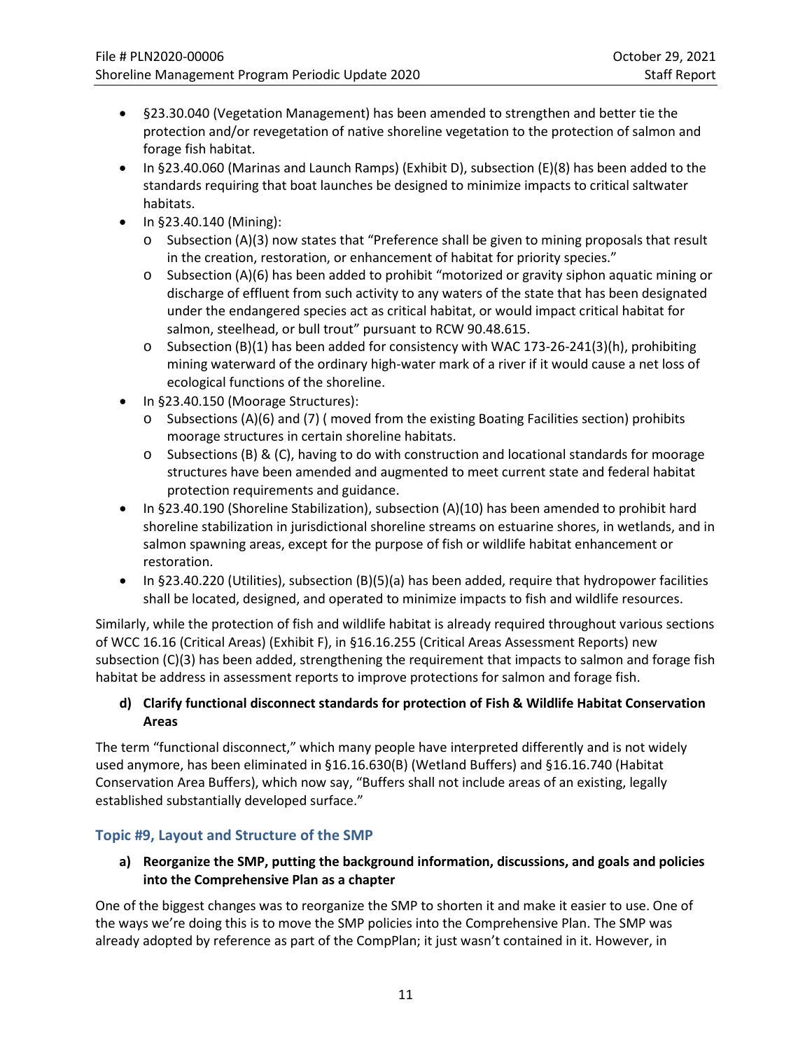- §23.30.040 (Vegetation Management) has been amended to strengthen and better tie the protection and/or revegetation of native shoreline vegetation to the protection of salmon and forage fish habitat.
- In §23.40.060 (Marinas and Launch Ramps) (Exhibit D), subsection (E)(8) has been added to the standards requiring that boat launches be designed to minimize impacts to critical saltwater habitats.
- In §23.40.140 (Mining):
  - Subsection (A)(3) now states that "Preference shall be given to mining proposals that result in the creation, restoration, or enhancement of habitat for priority species."
  - Subsection (A)(6) has been added to prohibit "motorized or gravity siphon aquatic mining or discharge of effluent from such activity to any waters of the state that has been designated under the endangered species act as critical habitat, or would impact critical habitat for salmon, steelhead, or bull trout" pursuant to RCW 90.48.615.
  - Subsection (B)(1) has been added for consistency with WAC 173-26-241(3)(h), prohibiting mining waterward of the ordinary high-water mark of a river if it would cause a net loss of ecological functions of the shoreline.
- In §23.40.150 (Moorage Structures):
  - Subsections (A)(6) and (7) ( moved from the existing Boating Facilities section) prohibits moorage structures in certain shoreline habitats.
  - Subsections (B) & (C), having to do with construction and locational standards for moorage structures have been amended and augmented to meet current state and federal habitat protection requirements and guidance.
- In §23.40.190 (Shoreline Stabilization), subsection (A)(10) has been amended to prohibit hard shoreline stabilization in jurisdictional shoreline streams on estuarine shores, in wetlands, and in salmon spawning areas, except for the purpose of fish or wildlife habitat enhancement or restoration.
- In §23.40.220 (Utilities), subsection (B)(5)(a) has been added, require that hydropower facilities shall be located, designed, and operated to minimize impacts to fish and wildlife resources.

Similarly, while the protection of fish and wildlife habitat is already required throughout various sections of WCC 16.16 (Critical Areas) (Exhibit F), in §16.16.255 (Critical Areas Assessment Reports) new subsection (C)(3) has been added, strengthening the requirement that impacts to salmon and forage fish habitat be address in assessment reports to improve protections for salmon and forage fish.

**d) Clarify functional disconnect standards for protection of Fish & Wildlife Habitat Conservation Areas**

The term "functional disconnect," which many people have interpreted differently and is not widely used anymore, has been eliminated in §16.16.630(B) (Wetland Buffers) and §16.16.740 (Habitat Conservation Area Buffers), which now say, "Buffers shall not include areas of an existing, legally established substantially developed surface."

## Topic #9, Layout and Structure of the SMP

**a) Reorganize the SMP, putting the background information, discussions, and goals and policies into the Comprehensive Plan as a chapter**

One of the biggest changes was to reorganize the SMP to shorten it and make it easier to use. One of the ways we're doing this is to move the SMP policies into the Comprehensive Plan. The SMP was already adopted by reference as part of the CompPlan; it just wasn't contained in it. However, in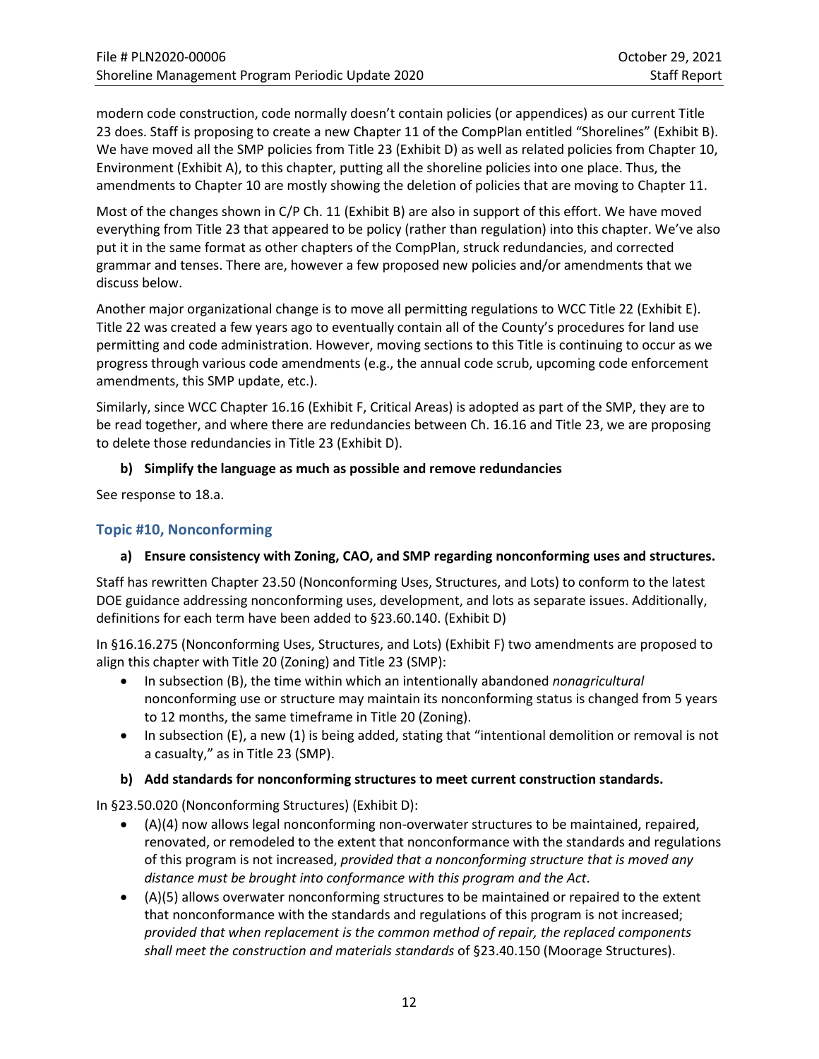modern code construction, code normally doesn't contain policies (or appendices) as our current Title 23 does. Staff is proposing to create a new Chapter 11 of the CompPlan entitled "Shorelines" (Exhibit B). We have moved all the SMP policies from Title 23 (Exhibit D) as well as related policies from Chapter 10, Environment (Exhibit A), to this chapter, putting all the shoreline policies into one place. Thus, the amendments to Chapter 10 are mostly showing the deletion of policies that are moving to Chapter 11.

Most of the changes shown in C/P Ch. 11 (Exhibit B) are also in support of this effort. We have moved everything from Title 23 that appeared to be policy (rather than regulation) into this chapter. We've also put it in the same format as other chapters of the CompPlan, struck redundancies, and corrected grammar and tenses. There are, however a few proposed new policies and/or amendments that we discuss below.

Another major organizational change is to move all permitting regulations to WCC Title 22 (Exhibit E). Title 22 was created a few years ago to eventually contain all of the County's procedures for land use permitting and code administration. However, moving sections to this Title is continuing to occur as we progress through various code amendments (e.g., the annual code scrub, upcoming code enforcement amendments, this SMP update, etc.).

Similarly, since WCC Chapter 16.16 (Exhibit F, Critical Areas) is adopted as part of the SMP, they are to be read together, and where there are redundancies between Ch. 16.16 and Title 23, we are proposing to delete those redundancies in Title 23 (Exhibit D).

**b) Simplify the language as much as possible and remove redundancies**

See response to 18.a.

### Topic #10, Nonconforming

**a) Ensure consistency with Zoning, CAO, and SMP regarding nonconforming uses and structures.**

Staff has rewritten Chapter 23.50 (Nonconforming Uses, Structures, and Lots) to conform to the latest DOE guidance addressing nonconforming uses, development, and lots as separate issues. Additionally, definitions for each term have been added to §23.60.140. (Exhibit D)

In §16.16.275 (Nonconforming Uses, Structures, and Lots) (Exhibit F) two amendments are proposed to align this chapter with Title 20 (Zoning) and Title 23 (SMP):

- In subsection (B), the time within which an intentionally abandoned *nonagricultural* nonconforming use or structure may maintain its nonconforming status is changed from 5 years to 12 months, the same timeframe in Title 20 (Zoning).
- In subsection (E), a new (1) is being added, stating that "intentional demolition or removal is not a casualty," as in Title 23 (SMP).

**b) Add standards for nonconforming structures to meet current construction standards.**

In §23.50.020 (Nonconforming Structures) (Exhibit D):

- (A)(4) now allows legal nonconforming non-overwater structures to be maintained, repaired, renovated, or remodeled to the extent that nonconformance with the standards and regulations of this program is not increased, *provided that a nonconforming structure that is moved any distance must be brought into conformance with this program and the Act*.
- (A)(5) allows overwater nonconforming structures to be maintained or repaired to the extent that nonconformance with the standards and regulations of this program is not increased; *provided that when replacement is the common method of repair, the replaced components shall meet the construction and materials standards* of §23.40.150 (Moorage Structures).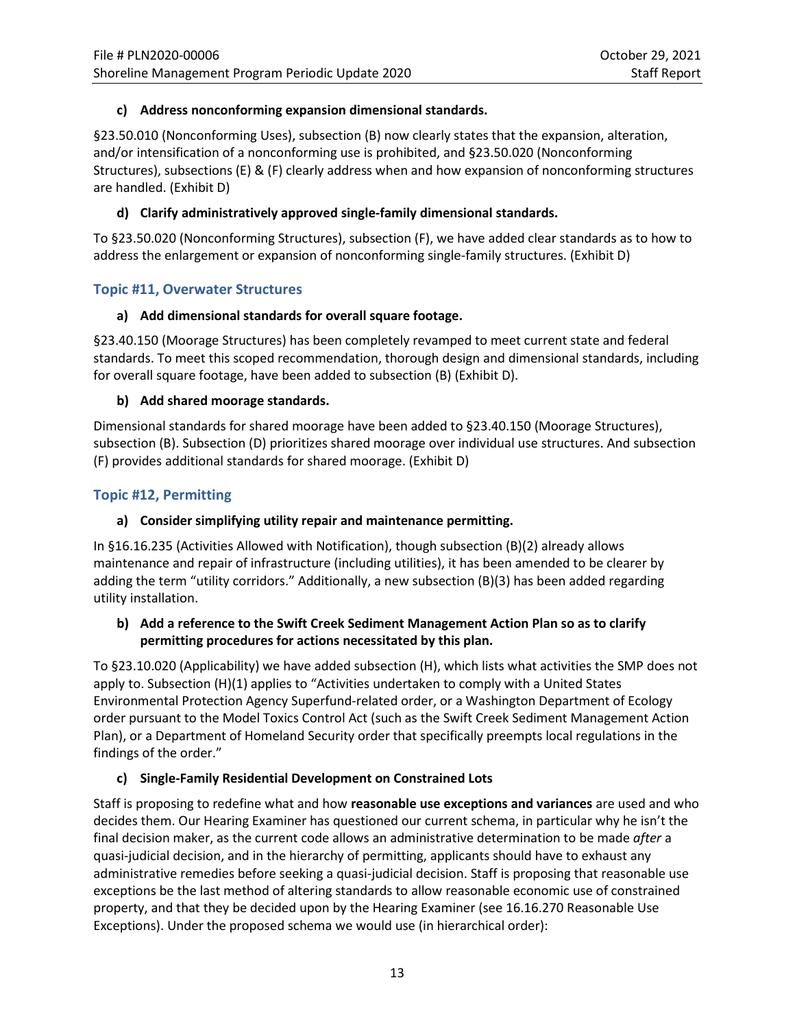**c) Address nonconforming expansion dimensional standards.**

§23.50.010 (Nonconforming Uses), subsection (B) now clearly states that the expansion, alteration, and/or intensification of a nonconforming use is prohibited, and §23.50.020 (Nonconforming Structures), subsections (E) & (F) clearly address when and how expansion of nonconforming structures are handled. (Exhibit D)

**d) Clarify administratively approved single-family dimensional standards.**

To §23.50.020 (Nonconforming Structures), subsection (F), we have added clear standards as to how to address the enlargement or expansion of nonconforming single-family structures. (Exhibit D)

### Topic #11, Overwater Structures

**a) Add dimensional standards for overall square footage.**

§23.40.150 (Moorage Structures) has been completely revamped to meet current state and federal standards. To meet this scoped recommendation, thorough design and dimensional standards, including for overall square footage, have been added to subsection (B) (Exhibit D).

**b) Add shared moorage standards.**

Dimensional standards for shared moorage have been added to §23.40.150 (Moorage Structures), subsection (B). Subsection (D) prioritizes shared moorage over individual use structures. And subsection (F) provides additional standards for shared moorage. (Exhibit D)

### Topic #12, Permitting

**a) Consider simplifying utility repair and maintenance permitting.**

In §16.16.235 (Activities Allowed with Notification), though subsection (B)(2) already allows maintenance and repair of infrastructure (including utilities), it has been amended to be clearer by adding the term "utility corridors." Additionally, a new subsection (B)(3) has been added regarding utility installation.

**b) Add a reference to the Swift Creek Sediment Management Action Plan so as to clarify permitting procedures for actions necessitated by this plan.**

To §23.10.020 (Applicability) we have added subsection (H), which lists what activities the SMP does not apply to. Subsection (H)(1) applies to "Activities undertaken to comply with a United States Environmental Protection Agency Superfund-related order, or a Washington Department of Ecology order pursuant to the Model Toxics Control Act (such as the Swift Creek Sediment Management Action Plan), or a Department of Homeland Security order that specifically preempts local regulations in the findings of the order."

**c) Single-Family Residential Development on Constrained Lots**

Staff is proposing to redefine what and how **reasonable use exceptions and variances** are used and who decides them. Our Hearing Examiner has questioned our current schema, in particular why he isn't the final decision maker, as the current code allows an administrative determination to be made *after* a quasi-judicial decision, and in the hierarchy of permitting, applicants should have to exhaust any administrative remedies before seeking a quasi-judicial decision. Staff is proposing that reasonable use exceptions be the last method of altering standards to allow reasonable economic use of constrained property, and that they be decided upon by the Hearing Examiner (see 16.16.270 Reasonable Use Exceptions). Under the proposed schema we would use (in hierarchical order):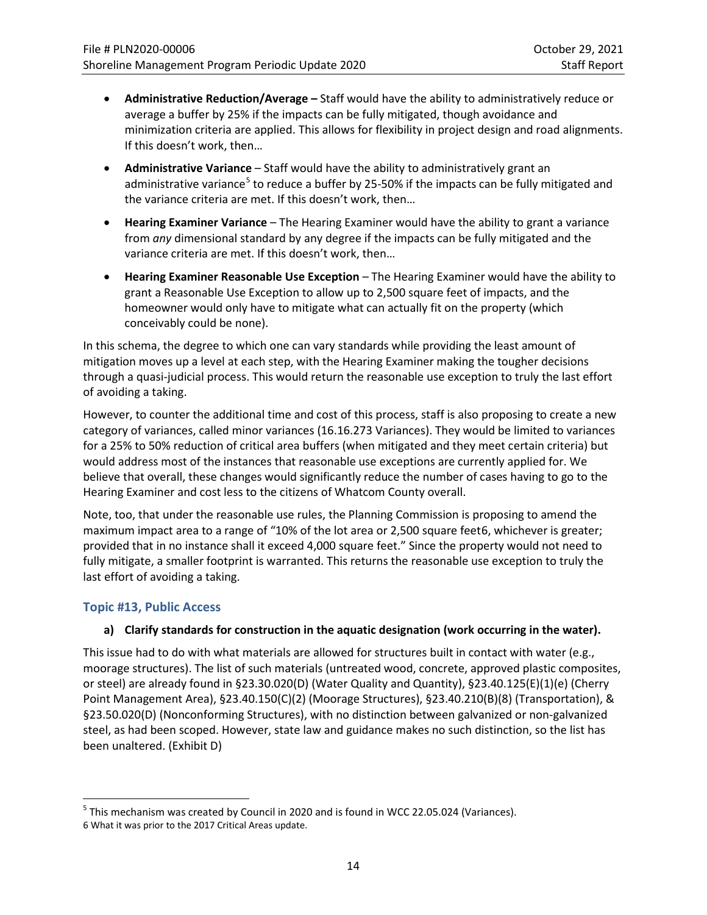- **Administrative Reduction/Average –** Staff would have the ability to administratively reduce or average a buffer by 25% if the impacts can be fully mitigated, though avoidance and minimization criteria are applied. This allows for flexibility in project design and road alignments. If this doesn't work, then…
- **Administrative Variance** – Staff would have the ability to administratively grant an administrative variance[5] to reduce a buffer by 25-50% if the impacts can be fully mitigated and the variance criteria are met. If this doesn't work, then…
- **Hearing Examiner Variance** – The Hearing Examiner would have the ability to grant a variance from *any* dimensional standard by any degree if the impacts can be fully mitigated and the variance criteria are met. If this doesn't work, then…
- **Hearing Examiner Reasonable Use Exception** – The Hearing Examiner would have the ability to grant a Reasonable Use Exception to allow up to 2,500 square feet of impacts, and the homeowner would only have to mitigate what can actually fit on the property (which conceivably could be none).

In this schema, the degree to which one can vary standards while providing the least amount of mitigation moves up a level at each step, with the Hearing Examiner making the tougher decisions through a quasi-judicial process. This would return the reasonable use exception to truly the last effort of avoiding a taking.

However, to counter the additional time and cost of this process, staff is also proposing to create a new category of variances, called minor variances (16.16.273 Variances). They would be limited to variances for a 25% to 50% reduction of critical area buffers (when mitigated and they meet certain criteria) but would address most of the instances that reasonable use exceptions are currently applied for. We believe that overall, these changes would significantly reduce the number of cases having to go to the Hearing Examiner and cost less to the citizens of Whatcom County overall.

Note, too, that under the reasonable use rules, the Planning Commission is proposing to amend the maximum impact area to a range of "10% of the lot area or 2,500 square feet[6], whichever is greater; provided that in no instance shall it exceed 4,000 square feet." Since the property would not need to fully mitigate, a smaller footprint is warranted. This returns the reasonable use exception to truly the last effort of avoiding a taking.

### Topic #13, Public Access

#### a) Clarify standards for construction in the aquatic designation (work occurring in the water).

This issue had to do with what materials are allowed for structures built in contact with water (e.g., moorage structures). The list of such materials (untreated wood, concrete, approved plastic composites, or steel) are already found in §23.30.020(D) (Water Quality and Quantity), §23.40.125(E)(1)(e) (Cherry Point Management Area), §23.40.150(C)(2) (Moorage Structures), §23.40.210(B)(8) (Transportation), & §23.50.020(D) (Nonconforming Structures), with no distinction between galvanized or non-galvanized steel, as had been scoped. However, state law and guidance makes no such distinction, so the list has been unaltered. (Exhibit D)

---

[5] This mechanism was created by Council in 2020 and is found in WCC 22.05.024 (Variances).

[6] What it was prior to the 2017 Critical Areas update.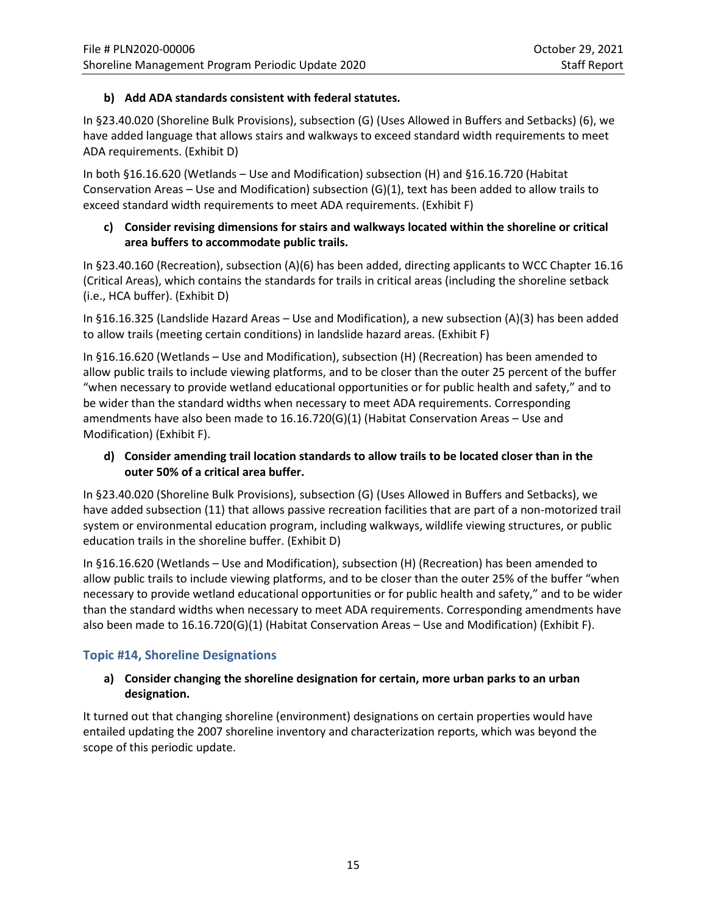**b) Add ADA standards consistent with federal statutes.**

In §23.40.020 (Shoreline Bulk Provisions), subsection (G) (Uses Allowed in Buffers and Setbacks) (6), we have added language that allows stairs and walkways to exceed standard width requirements to meet ADA requirements. (Exhibit D)

In both §16.16.620 (Wetlands – Use and Modification) subsection (H) and §16.16.720 (Habitat Conservation Areas – Use and Modification) subsection (G)(1), text has been added to allow trails to exceed standard width requirements to meet ADA requirements. (Exhibit F)

**c) Consider revising dimensions for stairs and walkways located within the shoreline or critical area buffers to accommodate public trails.**

In §23.40.160 (Recreation), subsection (A)(6) has been added, directing applicants to WCC Chapter 16.16 (Critical Areas), which contains the standards for trails in critical areas (including the shoreline setback (i.e., HCA buffer). (Exhibit D)

In §16.16.325 (Landslide Hazard Areas – Use and Modification), a new subsection (A)(3) has been added to allow trails (meeting certain conditions) in landslide hazard areas. (Exhibit F)

In §16.16.620 (Wetlands – Use and Modification), subsection (H) (Recreation) has been amended to allow public trails to include viewing platforms, and to be closer than the outer 25 percent of the buffer "when necessary to provide wetland educational opportunities or for public health and safety," and to be wider than the standard widths when necessary to meet ADA requirements. Corresponding amendments have also been made to 16.16.720(G)(1) (Habitat Conservation Areas – Use and Modification) (Exhibit F).

**d) Consider amending trail location standards to allow trails to be located closer than in the outer 50% of a critical area buffer.**

In §23.40.020 (Shoreline Bulk Provisions), subsection (G) (Uses Allowed in Buffers and Setbacks), we have added subsection (11) that allows passive recreation facilities that are part of a non-motorized trail system or environmental education program, including walkways, wildlife viewing structures, or public education trails in the shoreline buffer. (Exhibit D)

In §16.16.620 (Wetlands – Use and Modification), subsection (H) (Recreation) has been amended to allow public trails to include viewing platforms, and to be closer than the outer 25% of the buffer "when necessary to provide wetland educational opportunities or for public health and safety," and to be wider than the standard widths when necessary to meet ADA requirements. Corresponding amendments have also been made to 16.16.720(G)(1) (Habitat Conservation Areas – Use and Modification) (Exhibit F).

## Topic #14, Shoreline Designations

**a) Consider changing the shoreline designation for certain, more urban parks to an urban designation.**

It turned out that changing shoreline (environment) designations on certain properties would have entailed updating the 2007 shoreline inventory and characterization reports, which was beyond the scope of this periodic update.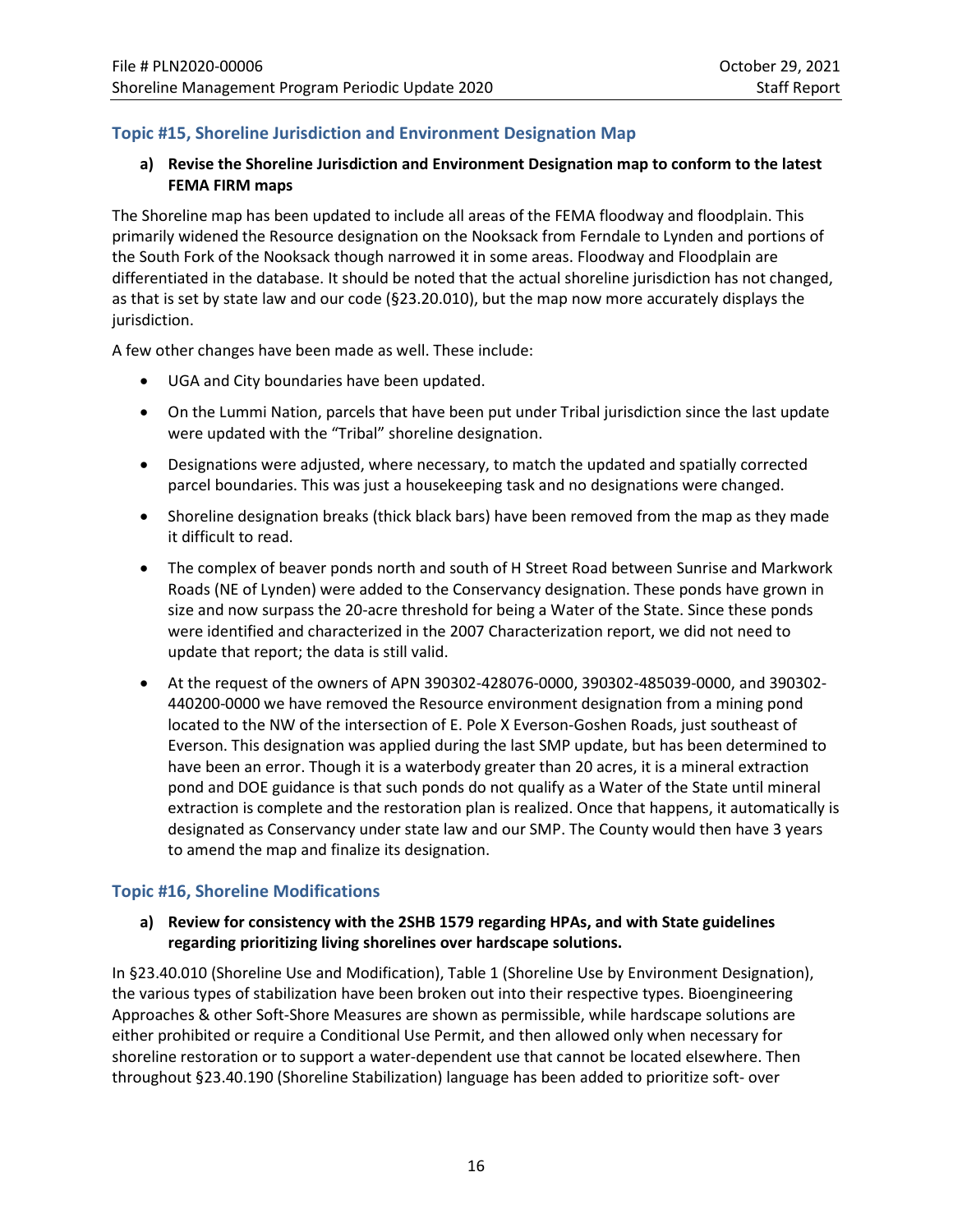### Topic #15, Shoreline Jurisdiction and Environment Designation Map

**a) Revise the Shoreline Jurisdiction and Environment Designation map to conform to the latest FEMA FIRM maps**

The Shoreline map has been updated to include all areas of the FEMA floodway and floodplain. This primarily widened the Resource designation on the Nooksack from Ferndale to Lynden and portions of the South Fork of the Nooksack though narrowed it in some areas. Floodway and Floodplain are differentiated in the database. It should be noted that the actual shoreline jurisdiction has not changed, as that is set by state law and our code (§23.20.010), but the map now more accurately displays the jurisdiction.

A few other changes have been made as well. These include:

- UGA and City boundaries have been updated.
- On the Lummi Nation, parcels that have been put under Tribal jurisdiction since the last update were updated with the "Tribal" shoreline designation.
- Designations were adjusted, where necessary, to match the updated and spatially corrected parcel boundaries. This was just a housekeeping task and no designations were changed.
- Shoreline designation breaks (thick black bars) have been removed from the map as they made it difficult to read.
- The complex of beaver ponds north and south of H Street Road between Sunrise and Markwork Roads (NE of Lynden) were added to the Conservancy designation. These ponds have grown in size and now surpass the 20-acre threshold for being a Water of the State. Since these ponds were identified and characterized in the 2007 Characterization report, we did not need to update that report; the data is still valid.
- At the request of the owners of APN 390302-428076-0000, 390302-485039-0000, and 390302-440200-0000 we have removed the Resource environment designation from a mining pond located to the NW of the intersection of E. Pole X Everson-Goshen Roads, just southeast of Everson. This designation was applied during the last SMP update, but has been determined to have been an error. Though it is a waterbody greater than 20 acres, it is a mineral extraction pond and DOE guidance is that such ponds do not qualify as a Water of the State until mineral extraction is complete and the restoration plan is realized. Once that happens, it automatically is designated as Conservancy under state law and our SMP. The County would then have 3 years to amend the map and finalize its designation.

### Topic #16, Shoreline Modifications

**a) Review for consistency with the 2SHB 1579 regarding HPAs, and with State guidelines regarding prioritizing living shorelines over hardscape solutions.**

In §23.40.010 (Shoreline Use and Modification), Table 1 (Shoreline Use by Environment Designation), the various types of stabilization have been broken out into their respective types. Bioengineering Approaches & other Soft-Shore Measures are shown as permissible, while hardscape solutions are either prohibited or require a Conditional Use Permit, and then allowed only when necessary for shoreline restoration or to support a water-dependent use that cannot be located elsewhere. Then throughout §23.40.190 (Shoreline Stabilization) language has been added to prioritize soft- over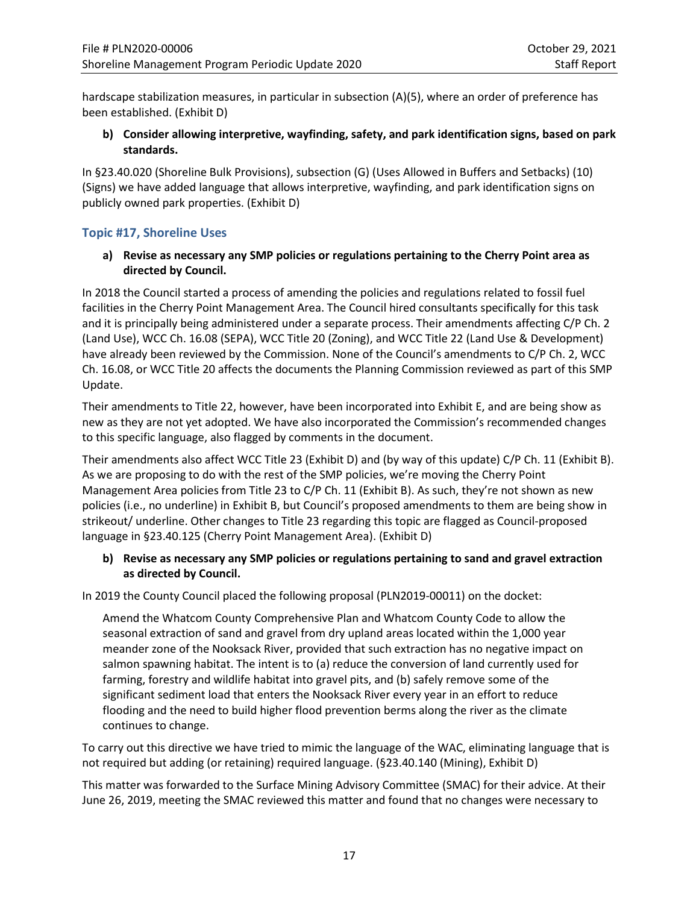hardscape stabilization measures, in particular in subsection (A)(5), where an order of preference has been established. (Exhibit D)

**b) Consider allowing interpretive, wayfinding, safety, and park identification signs, based on park standards.**

In §23.40.020 (Shoreline Bulk Provisions), subsection (G) (Uses Allowed in Buffers and Setbacks) (10) (Signs) we have added language that allows interpretive, wayfinding, and park identification signs on publicly owned park properties. (Exhibit D)

### Topic #17, Shoreline Uses

**a) Revise as necessary any SMP policies or regulations pertaining to the Cherry Point area as directed by Council.**

In 2018 the Council started a process of amending the policies and regulations related to fossil fuel facilities in the Cherry Point Management Area. The Council hired consultants specifically for this task and it is principally being administered under a separate process. Their amendments affecting C/P Ch. 2 (Land Use), WCC Ch. 16.08 (SEPA), WCC Title 20 (Zoning), and WCC Title 22 (Land Use & Development) have already been reviewed by the Commission. None of the Council's amendments to C/P Ch. 2, WCC Ch. 16.08, or WCC Title 20 affects the documents the Planning Commission reviewed as part of this SMP Update.

Their amendments to Title 22, however, have been incorporated into Exhibit E, and are being show as new as they are not yet adopted. We have also incorporated the Commission's recommended changes to this specific language, also flagged by comments in the document.

Their amendments also affect WCC Title 23 (Exhibit D) and (by way of this update) C/P Ch. 11 (Exhibit B). As we are proposing to do with the rest of the SMP policies, we're moving the Cherry Point Management Area policies from Title 23 to C/P Ch. 11 (Exhibit B). As such, they're not shown as new policies (i.e., no underline) in Exhibit B, but Council's proposed amendments to them are being show in strikeout/ underline. Other changes to Title 23 regarding this topic are flagged as Council-proposed language in §23.40.125 (Cherry Point Management Area). (Exhibit D)

**b) Revise as necessary any SMP policies or regulations pertaining to sand and gravel extraction as directed by Council.**

In 2019 the County Council placed the following proposal (PLN2019-00011) on the docket:

> Amend the Whatcom County Comprehensive Plan and Whatcom County Code to allow the seasonal extraction of sand and gravel from dry upland areas located within the 1,000 year meander zone of the Nooksack River, provided that such extraction has no negative impact on salmon spawning habitat. The intent is to (a) reduce the conversion of land currently used for farming, forestry and wildlife habitat into gravel pits, and (b) safely remove some of the significant sediment load that enters the Nooksack River every year in an effort to reduce flooding and the need to build higher flood prevention berms along the river as the climate continues to change.

To carry out this directive we have tried to mimic the language of the WAC, eliminating language that is not required but adding (or retaining) required language. (§23.40.140 (Mining), Exhibit D)

This matter was forwarded to the Surface Mining Advisory Committee (SMAC) for their advice. At their June 26, 2019, meeting the SMAC reviewed this matter and found that no changes were necessary to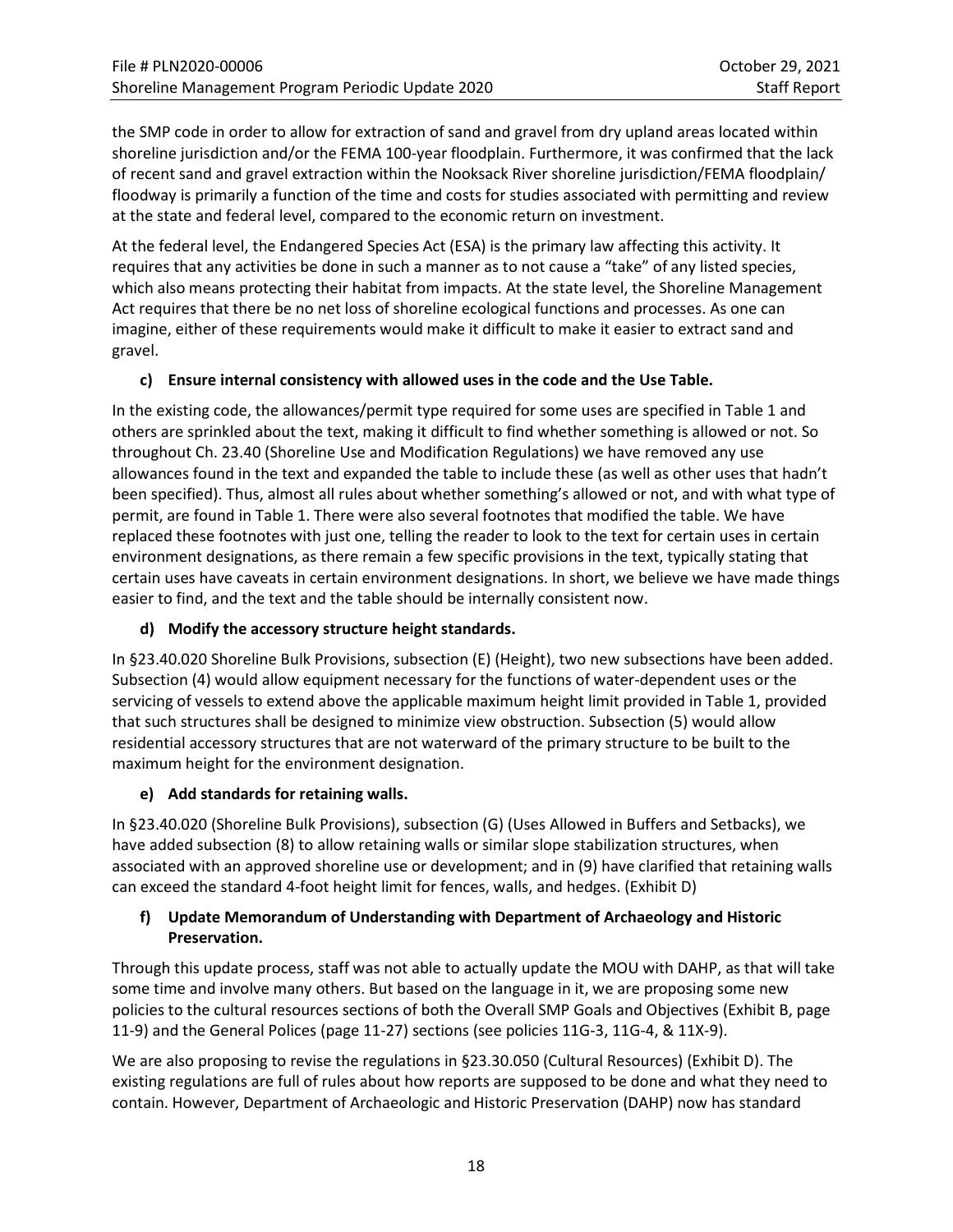the SMP code in order to allow for extraction of sand and gravel from dry upland areas located within shoreline jurisdiction and/or the FEMA 100-year floodplain. Furthermore, it was confirmed that the lack of recent sand and gravel extraction within the Nooksack River shoreline jurisdiction/FEMA floodplain/ floodway is primarily a function of the time and costs for studies associated with permitting and review at the state and federal level, compared to the economic return on investment.

At the federal level, the Endangered Species Act (ESA) is the primary law affecting this activity. It requires that any activities be done in such a manner as to not cause a "take" of any listed species, which also means protecting their habitat from impacts. At the state level, the Shoreline Management Act requires that there be no net loss of shoreline ecological functions and processes. As one can imagine, either of these requirements would make it difficult to make it easier to extract sand and gravel.

**c) Ensure internal consistency with allowed uses in the code and the Use Table.**

In the existing code, the allowances/permit type required for some uses are specified in Table 1 and others are sprinkled about the text, making it difficult to find whether something is allowed or not. So throughout Ch. 23.40 (Shoreline Use and Modification Regulations) we have removed any use allowances found in the text and expanded the table to include these (as well as other uses that hadn't been specified). Thus, almost all rules about whether something's allowed or not, and with what type of permit, are found in Table 1. There were also several footnotes that modified the table. We have replaced these footnotes with just one, telling the reader to look to the text for certain uses in certain environment designations, as there remain a few specific provisions in the text, typically stating that certain uses have caveats in certain environment designations. In short, we believe we have made things easier to find, and the text and the table should be internally consistent now.

**d) Modify the accessory structure height standards.**

In §23.40.020 Shoreline Bulk Provisions, subsection (E) (Height), two new subsections have been added. Subsection (4) would allow equipment necessary for the functions of water-dependent uses or the servicing of vessels to extend above the applicable maximum height limit provided in Table 1, provided that such structures shall be designed to minimize view obstruction. Subsection (5) would allow residential accessory structures that are not waterward of the primary structure to be built to the maximum height for the environment designation.

**e) Add standards for retaining walls.**

In §23.40.020 (Shoreline Bulk Provisions), subsection (G) (Uses Allowed in Buffers and Setbacks), we have added subsection (8) to allow retaining walls or similar slope stabilization structures, when associated with an approved shoreline use or development; and in (9) have clarified that retaining walls can exceed the standard 4-foot height limit for fences, walls, and hedges. (Exhibit D)

**f) Update Memorandum of Understanding with Department of Archaeology and Historic Preservation.**

Through this update process, staff was not able to actually update the MOU with DAHP, as that will take some time and involve many others. But based on the language in it, we are proposing some new policies to the cultural resources sections of both the Overall SMP Goals and Objectives (Exhibit B, page 11-9) and the General Polices (page 11-27) sections (see policies 11G-3, 11G-4, & 11X-9).

We are also proposing to revise the regulations in §23.30.050 (Cultural Resources) (Exhibit D). The existing regulations are full of rules about how reports are supposed to be done and what they need to contain. However, Department of Archaeologic and Historic Preservation (DAHP) now has standard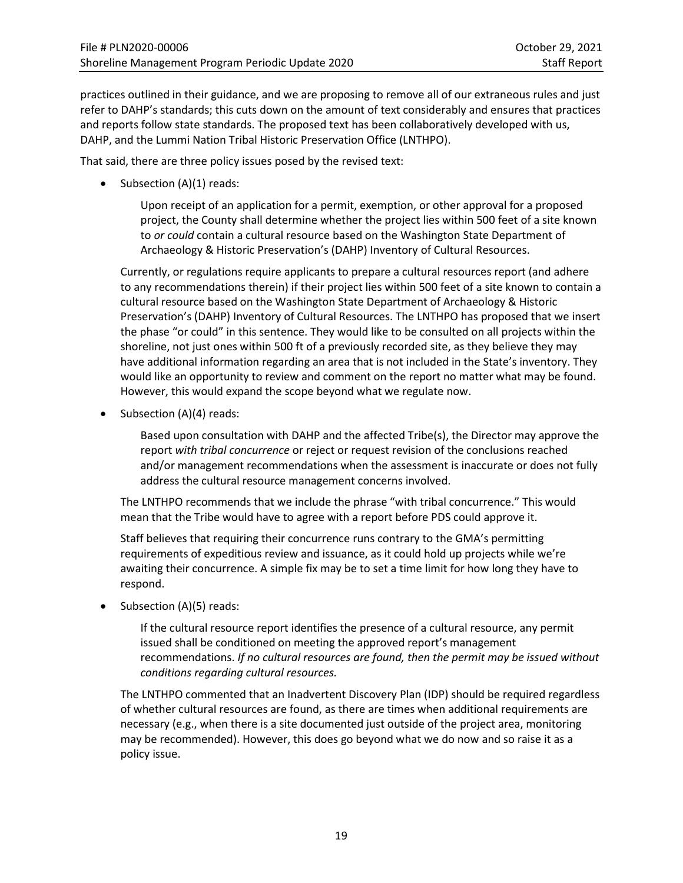practices outlined in their guidance, and we are proposing to remove all of our extraneous rules and just refer to DAHP's standards; this cuts down on the amount of text considerably and ensures that practices and reports follow state standards. The proposed text has been collaboratively developed with us, DAHP, and the Lummi Nation Tribal Historic Preservation Office (LNTHPO).

That said, there are three policy issues posed by the revised text:

- Subsection (A)(1) reads:

  > Upon receipt of an application for a permit, exemption, or other approval for a proposed project, the County shall determine whether the project lies within 500 feet of a site known to *or could* contain a cultural resource based on the Washington State Department of Archaeology & Historic Preservation's (DAHP) Inventory of Cultural Resources.

  Currently, or regulations require applicants to prepare a cultural resources report (and adhere to any recommendations therein) if their project lies within 500 feet of a site known to contain a cultural resource based on the Washington State Department of Archaeology & Historic Preservation's (DAHP) Inventory of Cultural Resources. The LNTHPO has proposed that we insert the phase "or could" in this sentence. They would like to be consulted on all projects within the shoreline, not just ones within 500 ft of a previously recorded site, as they believe they may have additional information regarding an area that is not included in the State's inventory. They would like an opportunity to review and comment on the report no matter what may be found. However, this would expand the scope beyond what we regulate now.

- Subsection (A)(4) reads:

  > Based upon consultation with DAHP and the affected Tribe(s), the Director may approve the report *with tribal concurrence* or reject or request revision of the conclusions reached and/or management recommendations when the assessment is inaccurate or does not fully address the cultural resource management concerns involved.

  The LNTHPO recommends that we include the phrase "with tribal concurrence." This would mean that the Tribe would have to agree with a report before PDS could approve it.

  Staff believes that requiring their concurrence runs contrary to the GMA's permitting requirements of expeditious review and issuance, as it could hold up projects while we're awaiting their concurrence. A simple fix may be to set a time limit for how long they have to respond.

- Subsection (A)(5) reads:

  > If the cultural resource report identifies the presence of a cultural resource, any permit issued shall be conditioned on meeting the approved report's management recommendations. *If no cultural resources are found, then the permit may be issued without conditions regarding cultural resources.*

  The LNTHPO commented that an Inadvertent Discovery Plan (IDP) should be required regardless of whether cultural resources are found, as there are times when additional requirements are necessary (e.g., when there is a site documented just outside of the project area, monitoring may be recommended). However, this does go beyond what we do now and so raise it as a policy issue.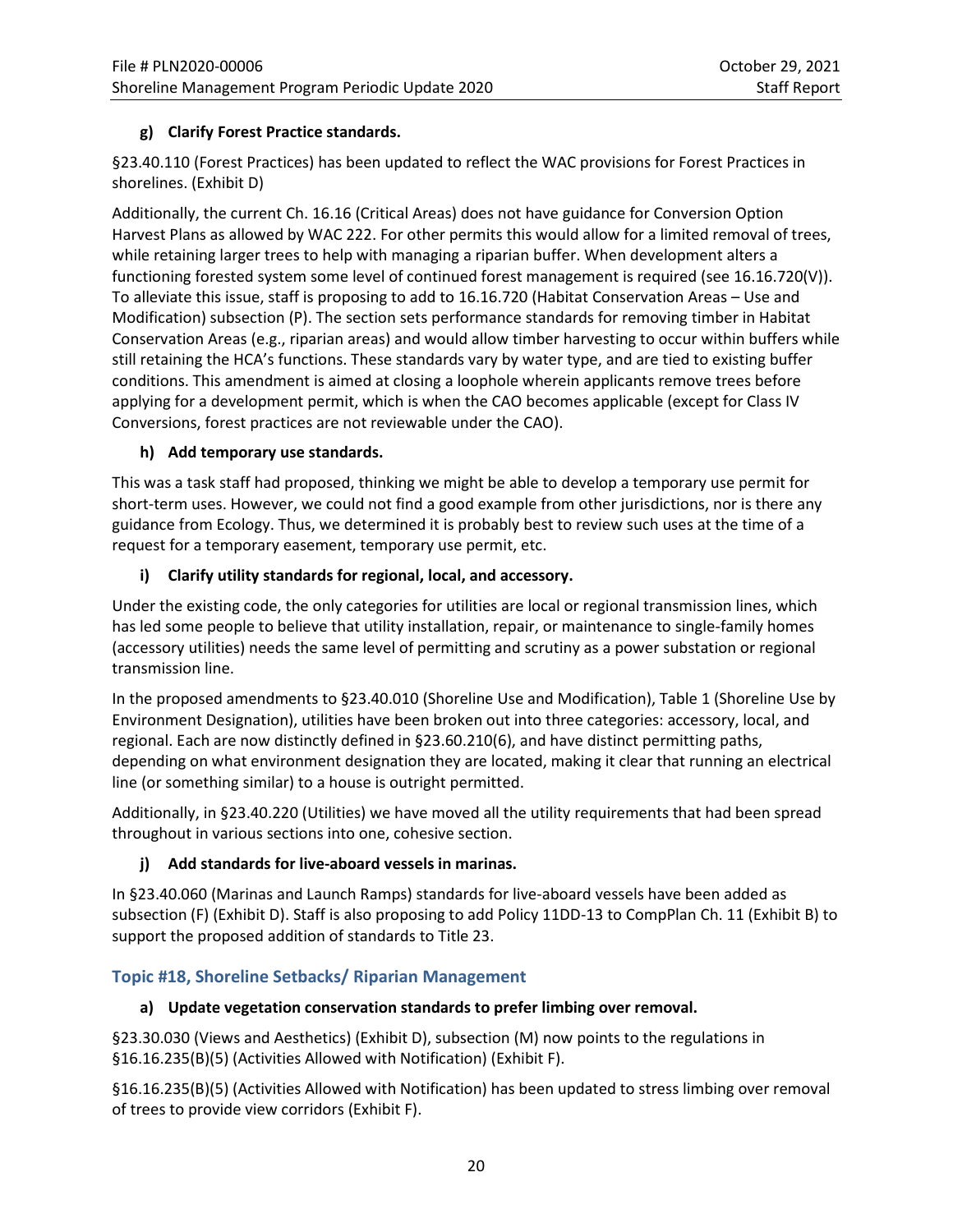#### g) Clarify Forest Practice standards.

§23.40.110 (Forest Practices) has been updated to reflect the WAC provisions for Forest Practices in shorelines. (Exhibit D)

Additionally, the current Ch. 16.16 (Critical Areas) does not have guidance for Conversion Option Harvest Plans as allowed by WAC 222. For other permits this would allow for a limited removal of trees, while retaining larger trees to help with managing a riparian buffer. When development alters a functioning forested system some level of continued forest management is required (see 16.16.720(V)). To alleviate this issue, staff is proposing to add to 16.16.720 (Habitat Conservation Areas – Use and Modification) subsection (P). The section sets performance standards for removing timber in Habitat Conservation Areas (e.g., riparian areas) and would allow timber harvesting to occur within buffers while still retaining the HCA's functions. These standards vary by water type, and are tied to existing buffer conditions. This amendment is aimed at closing a loophole wherein applicants remove trees before applying for a development permit, which is when the CAO becomes applicable (except for Class IV Conversions, forest practices are not reviewable under the CAO).

#### h) Add temporary use standards.

This was a task staff had proposed, thinking we might be able to develop a temporary use permit for short-term uses. However, we could not find a good example from other jurisdictions, nor is there any guidance from Ecology. Thus, we determined it is probably best to review such uses at the time of a request for a temporary easement, temporary use permit, etc.

#### i) Clarify utility standards for regional, local, and accessory.

Under the existing code, the only categories for utilities are local or regional transmission lines, which has led some people to believe that utility installation, repair, or maintenance to single-family homes (accessory utilities) needs the same level of permitting and scrutiny as a power substation or regional transmission line.

In the proposed amendments to §23.40.010 (Shoreline Use and Modification), Table 1 (Shoreline Use by Environment Designation), utilities have been broken out into three categories: accessory, local, and regional. Each are now distinctly defined in §23.60.210(6), and have distinct permitting paths, depending on what environment designation they are located, making it clear that running an electrical line (or something similar) to a house is outright permitted.

Additionally, in §23.40.220 (Utilities) we have moved all the utility requirements that had been spread throughout in various sections into one, cohesive section.

#### j) Add standards for live-aboard vessels in marinas.

In §23.40.060 (Marinas and Launch Ramps) standards for live-aboard vessels have been added as subsection (F) (Exhibit D). Staff is also proposing to add Policy 11DD-13 to CompPlan Ch. 11 (Exhibit B) to support the proposed addition of standards to Title 23.

### Topic #18, Shoreline Setbacks/ Riparian Management

#### a) Update vegetation conservation standards to prefer limbing over removal.

§23.30.030 (Views and Aesthetics) (Exhibit D), subsection (M) now points to the regulations in §16.16.235(B)(5) (Activities Allowed with Notification) (Exhibit F).

§16.16.235(B)(5) (Activities Allowed with Notification) has been updated to stress limbing over removal of trees to provide view corridors (Exhibit F).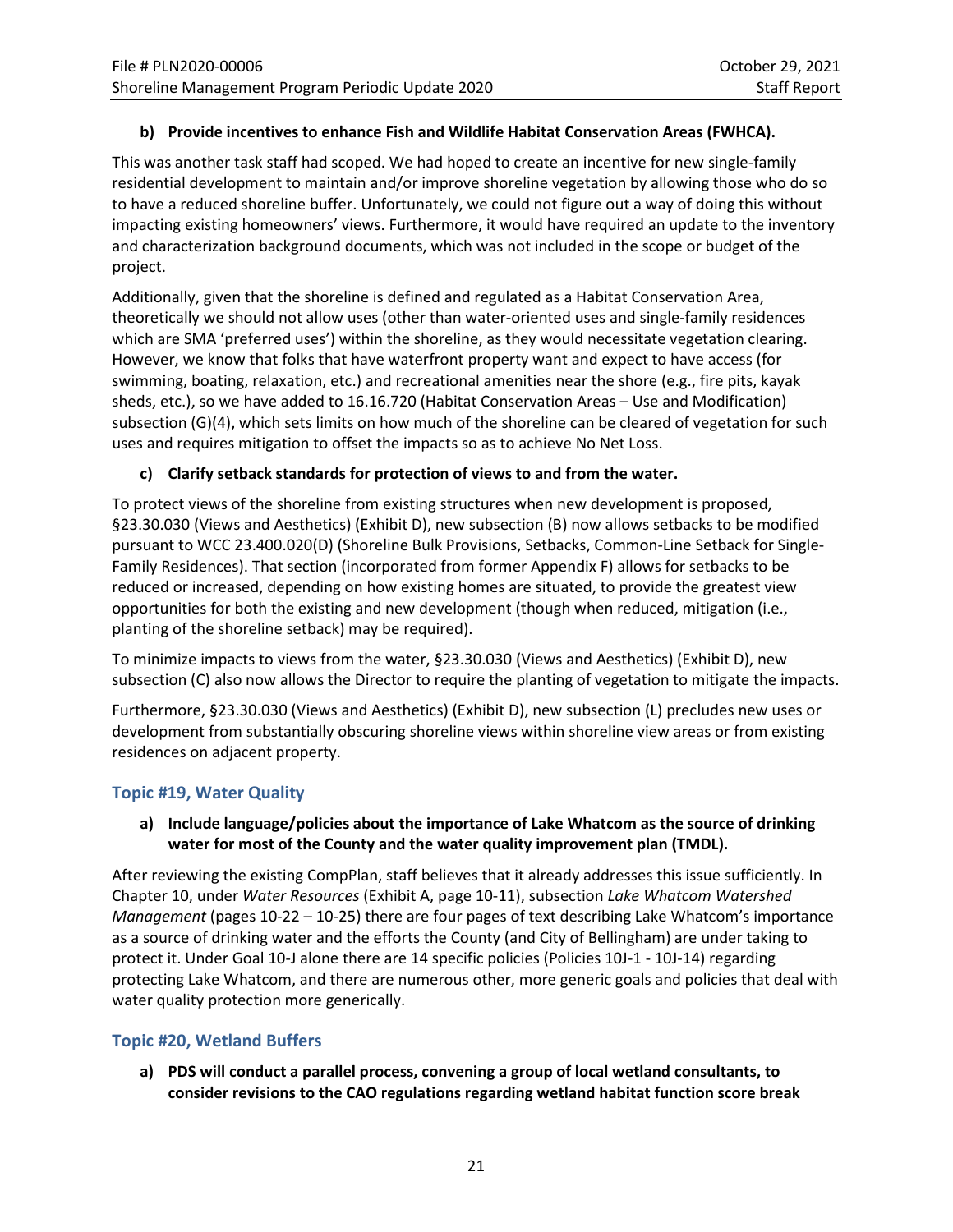**b) Provide incentives to enhance Fish and Wildlife Habitat Conservation Areas (FWHCA).**

This was another task staff had scoped. We had hoped to create an incentive for new single-family residential development to maintain and/or improve shoreline vegetation by allowing those who do so to have a reduced shoreline buffer. Unfortunately, we could not figure out a way of doing this without impacting existing homeowners' views. Furthermore, it would have required an update to the inventory and characterization background documents, which was not included in the scope or budget of the project.

Additionally, given that the shoreline is defined and regulated as a Habitat Conservation Area, theoretically we should not allow uses (other than water-oriented uses and single-family residences which are SMA 'preferred uses') within the shoreline, as they would necessitate vegetation clearing. However, we know that folks that have waterfront property want and expect to have access (for swimming, boating, relaxation, etc.) and recreational amenities near the shore (e.g., fire pits, kayak sheds, etc.), so we have added to 16.16.720 (Habitat Conservation Areas – Use and Modification) subsection (G)(4), which sets limits on how much of the shoreline can be cleared of vegetation for such uses and requires mitigation to offset the impacts so as to achieve No Net Loss.

**c) Clarify setback standards for protection of views to and from the water.**

To protect views of the shoreline from existing structures when new development is proposed, §23.30.030 (Views and Aesthetics) (Exhibit D), new subsection (B) now allows setbacks to be modified pursuant to WCC 23.400.020(D) (Shoreline Bulk Provisions, Setbacks, Common-Line Setback for Single-Family Residences). That section (incorporated from former Appendix F) allows for setbacks to be reduced or increased, depending on how existing homes are situated, to provide the greatest view opportunities for both the existing and new development (though when reduced, mitigation (i.e., planting of the shoreline setback) may be required).

To minimize impacts to views from the water, §23.30.030 (Views and Aesthetics) (Exhibit D), new subsection (C) also now allows the Director to require the planting of vegetation to mitigate the impacts.

Furthermore, §23.30.030 (Views and Aesthetics) (Exhibit D), new subsection (L) precludes new uses or development from substantially obscuring shoreline views within shoreline view areas or from existing residences on adjacent property.

## Topic #19, Water Quality

**a) Include language/policies about the importance of Lake Whatcom as the source of drinking water for most of the County and the water quality improvement plan (TMDL).**

After reviewing the existing CompPlan, staff believes that it already addresses this issue sufficiently. In Chapter 10, under *Water Resources* (Exhibit A, page 10-11), subsection *Lake Whatcom Watershed Management* (pages 10-22 – 10-25) there are four pages of text describing Lake Whatcom's importance as a source of drinking water and the efforts the County (and City of Bellingham) are under taking to protect it. Under Goal 10-J alone there are 14 specific policies (Policies 10J-1 - 10J-14) regarding protecting Lake Whatcom, and there are numerous other, more generic goals and policies that deal with water quality protection more generically.

## Topic #20, Wetland Buffers

**a) PDS will conduct a parallel process, convening a group of local wetland consultants, to consider revisions to the CAO regulations regarding wetland habitat function score break**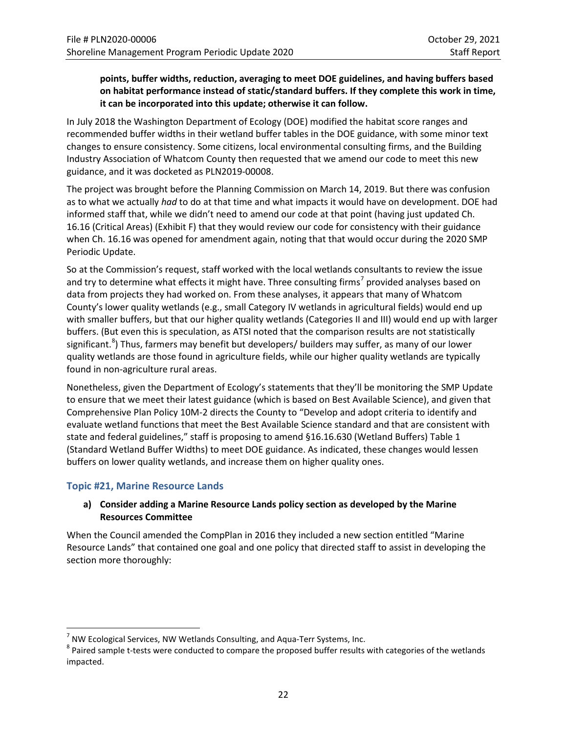**points, buffer widths, reduction, averaging to meet DOE guidelines, and having buffers based on habitat performance instead of static/standard buffers. If they complete this work in time, it can be incorporated into this update; otherwise it can follow.**

In July 2018 the Washington Department of Ecology (DOE) modified the habitat score ranges and recommended buffer widths in their wetland buffer tables in the DOE guidance, with some minor text changes to ensure consistency. Some citizens, local environmental consulting firms, and the Building Industry Association of Whatcom County then requested that we amend our code to meet this new guidance, and it was docketed as PLN2019-00008.

The project was brought before the Planning Commission on March 14, 2019. But there was confusion as to what we actually *had* to do at that time and what impacts it would have on development. DOE had informed staff that, while we didn't need to amend our code at that point (having just updated Ch. 16.16 (Critical Areas) (Exhibit F) that they would review our code for consistency with their guidance when Ch. 16.16 was opened for amendment again, noting that that would occur during the 2020 SMP Periodic Update.

So at the Commission's request, staff worked with the local wetlands consultants to review the issue and try to determine what effects it might have. Three consulting firms[7] provided analyses based on data from projects they had worked on. From these analyses, it appears that many of Whatcom County's lower quality wetlands (e.g., small Category IV wetlands in agricultural fields) would end up with smaller buffers, but that our higher quality wetlands (Categories II and III) would end up with larger buffers. (But even this is speculation, as ATSI noted that the comparison results are not statistically significant.[8]) Thus, farmers may benefit but developers/ builders may suffer, as many of our lower quality wetlands are those found in agriculture fields, while our higher quality wetlands are typically found in non-agriculture rural areas.

Nonetheless, given the Department of Ecology's statements that they'll be monitoring the SMP Update to ensure that we meet their latest guidance (which is based on Best Available Science), and given that Comprehensive Plan Policy 10M-2 directs the County to "Develop and adopt criteria to identify and evaluate wetland functions that meet the Best Available Science standard and that are consistent with state and federal guidelines," staff is proposing to amend §16.16.630 (Wetland Buffers) Table 1 (Standard Wetland Buffer Widths) to meet DOE guidance. As indicated, these changes would lessen buffers on lower quality wetlands, and increase them on higher quality ones.

### Topic #21, Marine Resource Lands

**a) Consider adding a Marine Resource Lands policy section as developed by the Marine Resources Committee**

When the Council amended the CompPlan in 2016 they included a new section entitled "Marine Resource Lands" that contained one goal and one policy that directed staff to assist in developing the section more thoroughly:

---

[7] NW Ecological Services, NW Wetlands Consulting, and Aqua-Terr Systems, Inc.

[8] Paired sample t-tests were conducted to compare the proposed buffer results with categories of the wetlands impacted.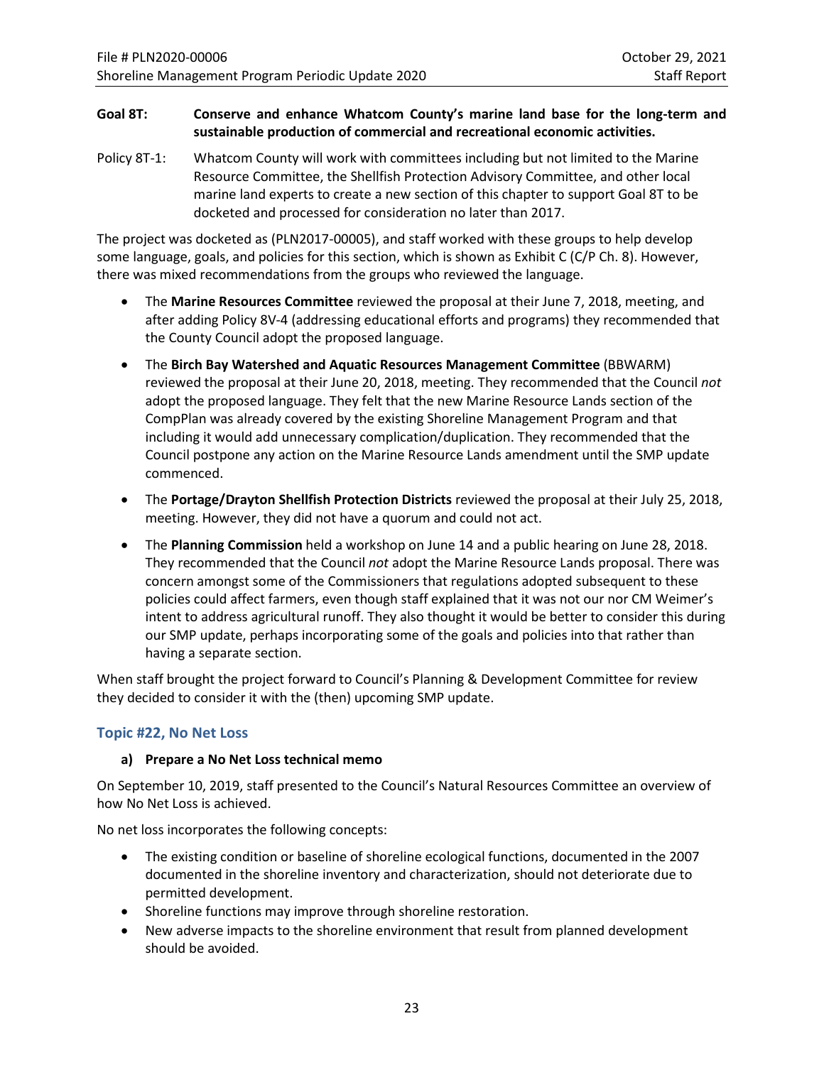**Goal 8T: Conserve and enhance Whatcom County's marine land base for the long-term and sustainable production of commercial and recreational economic activities.**

Policy 8T-1: Whatcom County will work with committees including but not limited to the Marine Resource Committee, the Shellfish Protection Advisory Committee, and other local marine land experts to create a new section of this chapter to support Goal 8T to be docketed and processed for consideration no later than 2017.

The project was docketed as (PLN2017-00005), and staff worked with these groups to help develop some language, goals, and policies for this section, which is shown as Exhibit C (C/P Ch. 8). However, there was mixed recommendations from the groups who reviewed the language.

- The **Marine Resources Committee** reviewed the proposal at their June 7, 2018, meeting, and after adding Policy 8V-4 (addressing educational efforts and programs) they recommended that the County Council adopt the proposed language.
- The **Birch Bay Watershed and Aquatic Resources Management Committee** (BBWARM) reviewed the proposal at their June 20, 2018, meeting. They recommended that the Council *not* adopt the proposed language. They felt that the new Marine Resource Lands section of the CompPlan was already covered by the existing Shoreline Management Program and that including it would add unnecessary complication/duplication. They recommended that the Council postpone any action on the Marine Resource Lands amendment until the SMP update commenced.
- The **Portage/Drayton Shellfish Protection Districts** reviewed the proposal at their July 25, 2018, meeting. However, they did not have a quorum and could not act.
- The **Planning Commission** held a workshop on June 14 and a public hearing on June 28, 2018. They recommended that the Council *not* adopt the Marine Resource Lands proposal. There was concern amongst some of the Commissioners that regulations adopted subsequent to these policies could affect farmers, even though staff explained that it was not our nor CM Weimer's intent to address agricultural runoff. They also thought it would be better to consider this during our SMP update, perhaps incorporating some of the goals and policies into that rather than having a separate section.

When staff brought the project forward to Council's Planning & Development Committee for review they decided to consider it with the (then) upcoming SMP update.

### Topic #22, No Net Loss

**a) Prepare a No Net Loss technical memo**

On September 10, 2019, staff presented to the Council's Natural Resources Committee an overview of how No Net Loss is achieved.

No net loss incorporates the following concepts:

- The existing condition or baseline of shoreline ecological functions, documented in the 2007 documented in the shoreline inventory and characterization, should not deteriorate due to permitted development.
- Shoreline functions may improve through shoreline restoration.
- New adverse impacts to the shoreline environment that result from planned development should be avoided.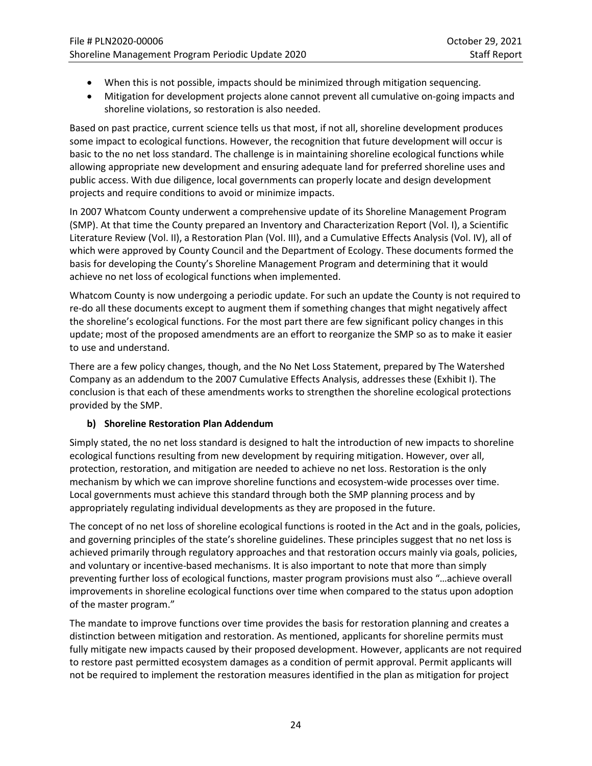- When this is not possible, impacts should be minimized through mitigation sequencing.
- Mitigation for development projects alone cannot prevent all cumulative on-going impacts and shoreline violations, so restoration is also needed.

Based on past practice, current science tells us that most, if not all, shoreline development produces some impact to ecological functions. However, the recognition that future development will occur is basic to the no net loss standard. The challenge is in maintaining shoreline ecological functions while allowing appropriate new development and ensuring adequate land for preferred shoreline uses and public access. With due diligence, local governments can properly locate and design development projects and require conditions to avoid or minimize impacts.

In 2007 Whatcom County underwent a comprehensive update of its Shoreline Management Program (SMP). At that time the County prepared an Inventory and Characterization Report (Vol. I), a Scientific Literature Review (Vol. II), a Restoration Plan (Vol. III), and a Cumulative Effects Analysis (Vol. IV), all of which were approved by County Council and the Department of Ecology. These documents formed the basis for developing the County's Shoreline Management Program and determining that it would achieve no net loss of ecological functions when implemented.

Whatcom County is now undergoing a periodic update. For such an update the County is not required to re-do all these documents except to augment them if something changes that might negatively affect the shoreline's ecological functions. For the most part there are few significant policy changes in this update; most of the proposed amendments are an effort to reorganize the SMP so as to make it easier to use and understand.

There are a few policy changes, though, and the No Net Loss Statement, prepared by The Watershed Company as an addendum to the 2007 Cumulative Effects Analysis, addresses these (Exhibit I). The conclusion is that each of these amendments works to strengthen the shoreline ecological protections provided by the SMP.

**b) Shoreline Restoration Plan Addendum**

Simply stated, the no net loss standard is designed to halt the introduction of new impacts to shoreline ecological functions resulting from new development by requiring mitigation. However, over all, protection, restoration, and mitigation are needed to achieve no net loss. Restoration is the only mechanism by which we can improve shoreline functions and ecosystem-wide processes over time. Local governments must achieve this standard through both the SMP planning process and by appropriately regulating individual developments as they are proposed in the future.

The concept of no net loss of shoreline ecological functions is rooted in the Act and in the goals, policies, and governing principles of the state's shoreline guidelines. These principles suggest that no net loss is achieved primarily through regulatory approaches and that restoration occurs mainly via goals, policies, and voluntary or incentive-based mechanisms. It is also important to note that more than simply preventing further loss of ecological functions, master program provisions must also "…achieve overall improvements in shoreline ecological functions over time when compared to the status upon adoption of the master program."

The mandate to improve functions over time provides the basis for restoration planning and creates a distinction between mitigation and restoration. As mentioned, applicants for shoreline permits must fully mitigate new impacts caused by their proposed development. However, applicants are not required to restore past permitted ecosystem damages as a condition of permit approval. Permit applicants will not be required to implement the restoration measures identified in the plan as mitigation for project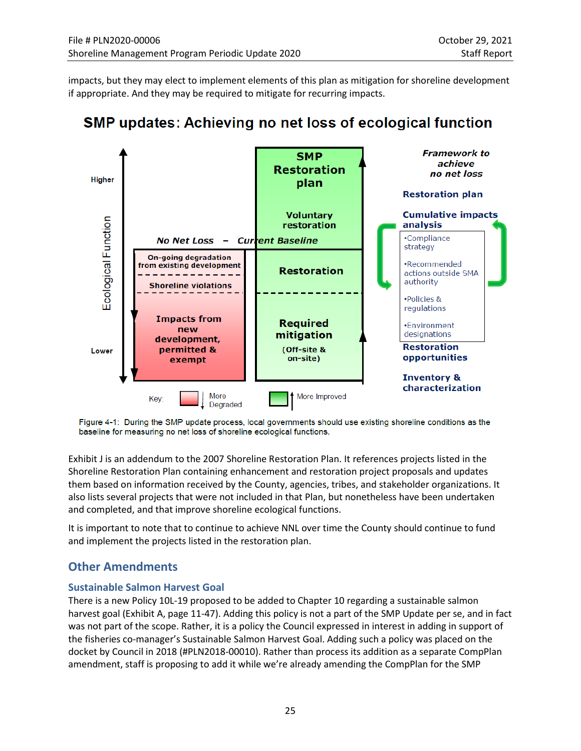impacts, but they may elect to implement elements of this plan as mitigation for shoreline development if appropriate. And they may be required to mitigate for recurring impacts.

**SMP updates: Achieving no net loss of ecological function**

Higher

Ecological Function

Lower

No Net Loss – Current Baseline

SMP Restoration plan

Voluntary restoration

On-going degradation from existing development

Shoreline violations

Impacts from new development, permitted & exempt

Restoration

Required mitigation (Off-site & on-site)

*Framework to achieve no net loss*

Restoration plan

Cumulative impacts analysis

- Compliance strategy
- Recommended actions outside SMA authority
- Policies & regulations
- Environment designations

Restoration opportunities

Inventory & characterization

Key: More Degraded | More Improved

Figure 4-1: During the SMP update process, local governments should use existing shoreline conditions as the baseline for measuring no net loss of shoreline ecological functions.

Exhibit J is an addendum to the 2007 Shoreline Restoration Plan. It references projects listed in the Shoreline Restoration Plan containing enhancement and restoration project proposals and updates them based on information received by the County, agencies, tribes, and stakeholder organizations. It also lists several projects that were not included in that Plan, but nonetheless have been undertaken and completed, and that improve shoreline ecological functions.

It is important to note that to continue to achieve NNL over time the County should continue to fund and implement the projects listed in the restoration plan.

## Other Amendments

### Sustainable Salmon Harvest Goal

There is a new Policy 10L-19 proposed to be added to Chapter 10 regarding a sustainable salmon harvest goal (Exhibit A, page 11-47). Adding this policy is not a part of the SMP Update per se, and in fact was not part of the scope. Rather, it is a policy the Council expressed in interest in adding in support of the fisheries co-manager's Sustainable Salmon Harvest Goal. Adding such a policy was placed on the docket by Council in 2018 (#PLN2018-00010). Rather than process its addition as a separate CompPlan amendment, staff is proposing to add it while we're already amending the CompPlan for the SMP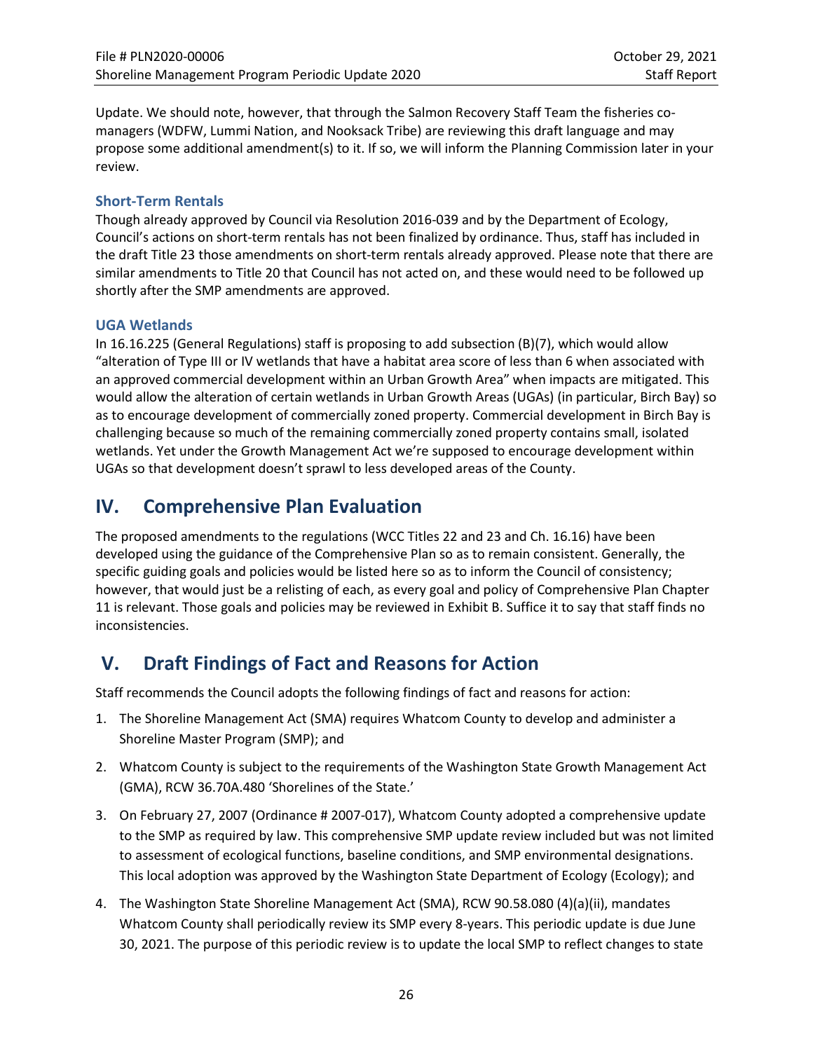Update. We should note, however, that through the Salmon Recovery Staff Team the fisheries co-managers (WDFW, Lummi Nation, and Nooksack Tribe) are reviewing this draft language and may propose some additional amendment(s) to it. If so, we will inform the Planning Commission later in your review.

### Short-Term Rentals

Though already approved by Council via Resolution 2016-039 and by the Department of Ecology, Council's actions on short-term rentals has not been finalized by ordinance. Thus, staff has included in the draft Title 23 those amendments on short-term rentals already approved. Please note that there are similar amendments to Title 20 that Council has not acted on, and these would need to be followed up shortly after the SMP amendments are approved.

### UGA Wetlands

In 16.16.225 (General Regulations) staff is proposing to add subsection (B)(7), which would allow "alteration of Type III or IV wetlands that have a habitat area score of less than 6 when associated with an approved commercial development within an Urban Growth Area" when impacts are mitigated. This would allow the alteration of certain wetlands in Urban Growth Areas (UGAs) (in particular, Birch Bay) so as to encourage development of commercially zoned property. Commercial development in Birch Bay is challenging because so much of the remaining commercially zoned property contains small, isolated wetlands. Yet under the Growth Management Act we're supposed to encourage development within UGAs so that development doesn't sprawl to less developed areas of the County.

## IV. Comprehensive Plan Evaluation

The proposed amendments to the regulations (WCC Titles 22 and 23 and Ch. 16.16) have been developed using the guidance of the Comprehensive Plan so as to remain consistent. Generally, the specific guiding goals and policies would be listed here so as to inform the Council of consistency; however, that would just be a relisting of each, as every goal and policy of Comprehensive Plan Chapter 11 is relevant. Those goals and policies may be reviewed in Exhibit B. Suffice it to say that staff finds no inconsistencies.

## V. Draft Findings of Fact and Reasons for Action

Staff recommends the Council adopts the following findings of fact and reasons for action:

1. The Shoreline Management Act (SMA) requires Whatcom County to develop and administer a Shoreline Master Program (SMP); and
2. Whatcom County is subject to the requirements of the Washington State Growth Management Act (GMA), RCW 36.70A.480 'Shorelines of the State.'
3. On February 27, 2007 (Ordinance # 2007-017), Whatcom County adopted a comprehensive update to the SMP as required by law. This comprehensive SMP update review included but was not limited to assessment of ecological functions, baseline conditions, and SMP environmental designations. This local adoption was approved by the Washington State Department of Ecology (Ecology); and
4. The Washington State Shoreline Management Act (SMA), RCW 90.58.080 (4)(a)(ii), mandates Whatcom County shall periodically review its SMP every 8-years. This periodic update is due June 30, 2021. The purpose of this periodic review is to update the local SMP to reflect changes to state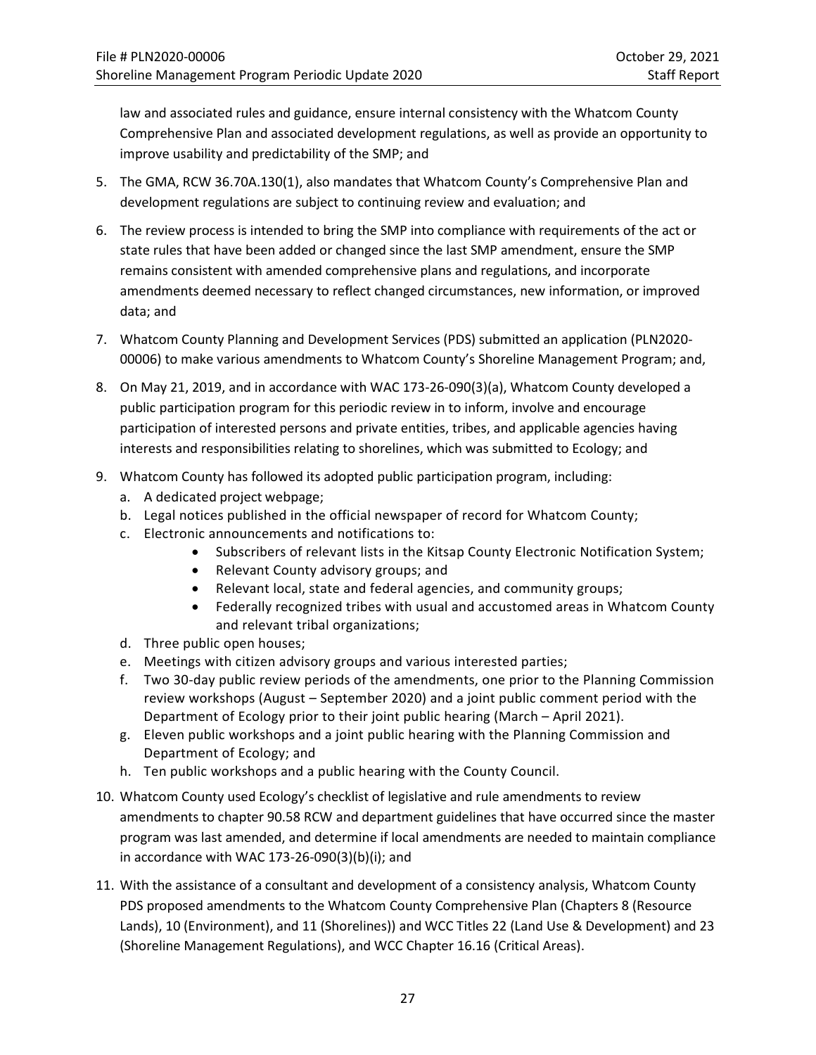law and associated rules and guidance, ensure internal consistency with the Whatcom County Comprehensive Plan and associated development regulations, as well as provide an opportunity to improve usability and predictability of the SMP; and

5. The GMA, RCW 36.70A.130(1), also mandates that Whatcom County's Comprehensive Plan and development regulations are subject to continuing review and evaluation; and

6. The review process is intended to bring the SMP into compliance with requirements of the act or state rules that have been added or changed since the last SMP amendment, ensure the SMP remains consistent with amended comprehensive plans and regulations, and incorporate amendments deemed necessary to reflect changed circumstances, new information, or improved data; and

7. Whatcom County Planning and Development Services (PDS) submitted an application (PLN2020-00006) to make various amendments to Whatcom County's Shoreline Management Program; and,

8. On May 21, 2019, and in accordance with WAC 173-26-090(3)(a), Whatcom County developed a public participation program for this periodic review in to inform, involve and encourage participation of interested persons and private entities, tribes, and applicable agencies having interests and responsibilities relating to shorelines, which was submitted to Ecology; and

9. Whatcom County has followed its adopted public participation program, including:
   a. A dedicated project webpage;
   b. Legal notices published in the official newspaper of record for Whatcom County;
   c. Electronic announcements and notifications to:
      - Subscribers of relevant lists in the Kitsap County Electronic Notification System;
      - Relevant County advisory groups; and
      - Relevant local, state and federal agencies, and community groups;
      - Federally recognized tribes with usual and accustomed areas in Whatcom County and relevant tribal organizations;
   d. Three public open houses;
   e. Meetings with citizen advisory groups and various interested parties;
   f. Two 30-day public review periods of the amendments, one prior to the Planning Commission review workshops (August – September 2020) and a joint public comment period with the Department of Ecology prior to their joint public hearing (March – April 2021).
   g. Eleven public workshops and a joint public hearing with the Planning Commission and Department of Ecology; and
   h. Ten public workshops and a public hearing with the County Council.

10. Whatcom County used Ecology's checklist of legislative and rule amendments to review amendments to chapter 90.58 RCW and department guidelines that have occurred since the master program was last amended, and determine if local amendments are needed to maintain compliance in accordance with WAC 173-26-090(3)(b)(i); and

11. With the assistance of a consultant and development of a consistency analysis, Whatcom County PDS proposed amendments to the Whatcom County Comprehensive Plan (Chapters 8 (Resource Lands), 10 (Environment), and 11 (Shorelines)) and WCC Titles 22 (Land Use & Development) and 23 (Shoreline Management Regulations), and WCC Chapter 16.16 (Critical Areas).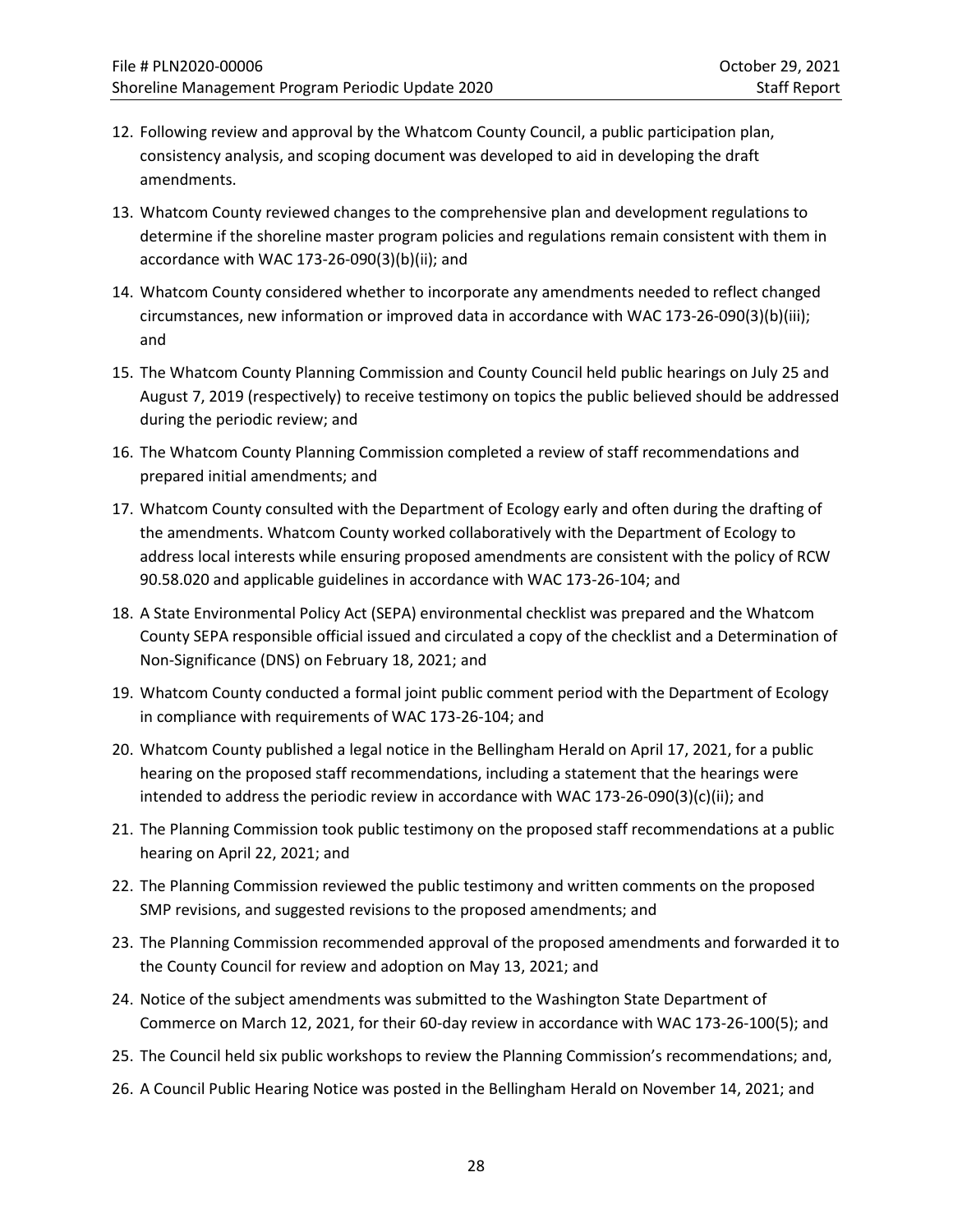12. Following review and approval by the Whatcom County Council, a public participation plan, consistency analysis, and scoping document was developed to aid in developing the draft amendments.
13. Whatcom County reviewed changes to the comprehensive plan and development regulations to determine if the shoreline master program policies and regulations remain consistent with them in accordance with WAC 173-26-090(3)(b)(ii); and
14. Whatcom County considered whether to incorporate any amendments needed to reflect changed circumstances, new information or improved data in accordance with WAC 173-26-090(3)(b)(iii); and
15. The Whatcom County Planning Commission and County Council held public hearings on July 25 and August 7, 2019 (respectively) to receive testimony on topics the public believed should be addressed during the periodic review; and
16. The Whatcom County Planning Commission completed a review of staff recommendations and prepared initial amendments; and
17. Whatcom County consulted with the Department of Ecology early and often during the drafting of the amendments. Whatcom County worked collaboratively with the Department of Ecology to address local interests while ensuring proposed amendments are consistent with the policy of RCW 90.58.020 and applicable guidelines in accordance with WAC 173-26-104; and
18. A State Environmental Policy Act (SEPA) environmental checklist was prepared and the Whatcom County SEPA responsible official issued and circulated a copy of the checklist and a Determination of Non-Significance (DNS) on February 18, 2021; and
19. Whatcom County conducted a formal joint public comment period with the Department of Ecology in compliance with requirements of WAC 173-26-104; and
20. Whatcom County published a legal notice in the Bellingham Herald on April 17, 2021, for a public hearing on the proposed staff recommendations, including a statement that the hearings were intended to address the periodic review in accordance with WAC 173-26-090(3)(c)(ii); and
21. The Planning Commission took public testimony on the proposed staff recommendations at a public hearing on April 22, 2021; and
22. The Planning Commission reviewed the public testimony and written comments on the proposed SMP revisions, and suggested revisions to the proposed amendments; and
23. The Planning Commission recommended approval of the proposed amendments and forwarded it to the County Council for review and adoption on May 13, 2021; and
24. Notice of the subject amendments was submitted to the Washington State Department of Commerce on March 12, 2021, for their 60-day review in accordance with WAC 173-26-100(5); and
25. The Council held six public workshops to review the Planning Commission's recommendations; and,
26. A Council Public Hearing Notice was posted in the Bellingham Herald on November 14, 2021; and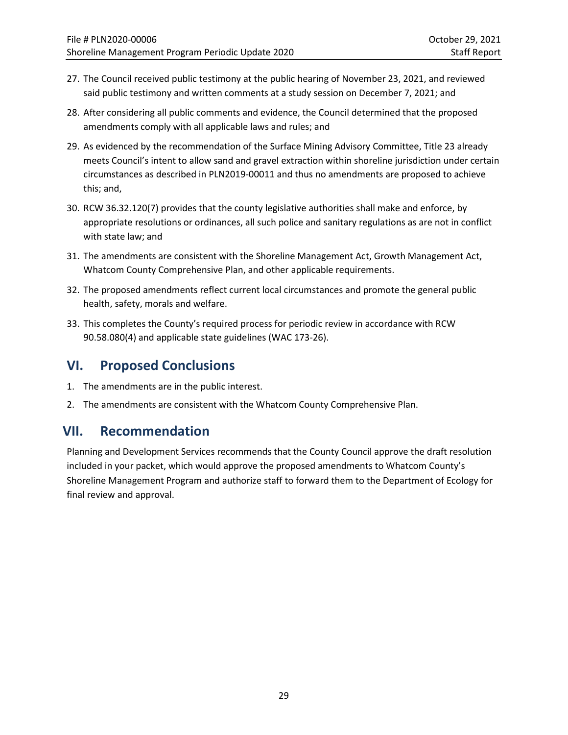27. The Council received public testimony at the public hearing of November 23, 2021, and reviewed said public testimony and written comments at a study session on December 7, 2021; and
28. After considering all public comments and evidence, the Council determined that the proposed amendments comply with all applicable laws and rules; and
29. As evidenced by the recommendation of the Surface Mining Advisory Committee, Title 23 already meets Council's intent to allow sand and gravel extraction within shoreline jurisdiction under certain circumstances as described in PLN2019-00011 and thus no amendments are proposed to achieve this; and,
30. RCW 36.32.120(7) provides that the county legislative authorities shall make and enforce, by appropriate resolutions or ordinances, all such police and sanitary regulations as are not in conflict with state law; and
31. The amendments are consistent with the Shoreline Management Act, Growth Management Act, Whatcom County Comprehensive Plan, and other applicable requirements.
32. The proposed amendments reflect current local circumstances and promote the general public health, safety, morals and welfare.
33. This completes the County's required process for periodic review in accordance with RCW 90.58.080(4) and applicable state guidelines (WAC 173-26).

## VI. Proposed Conclusions

1. The amendments are in the public interest.
2. The amendments are consistent with the Whatcom County Comprehensive Plan.

## VII. Recommendation

Planning and Development Services recommends that the County Council approve the draft resolution included in your packet, which would approve the proposed amendments to Whatcom County's Shoreline Management Program and authorize staff to forward them to the Department of Ecology for final review and approval.